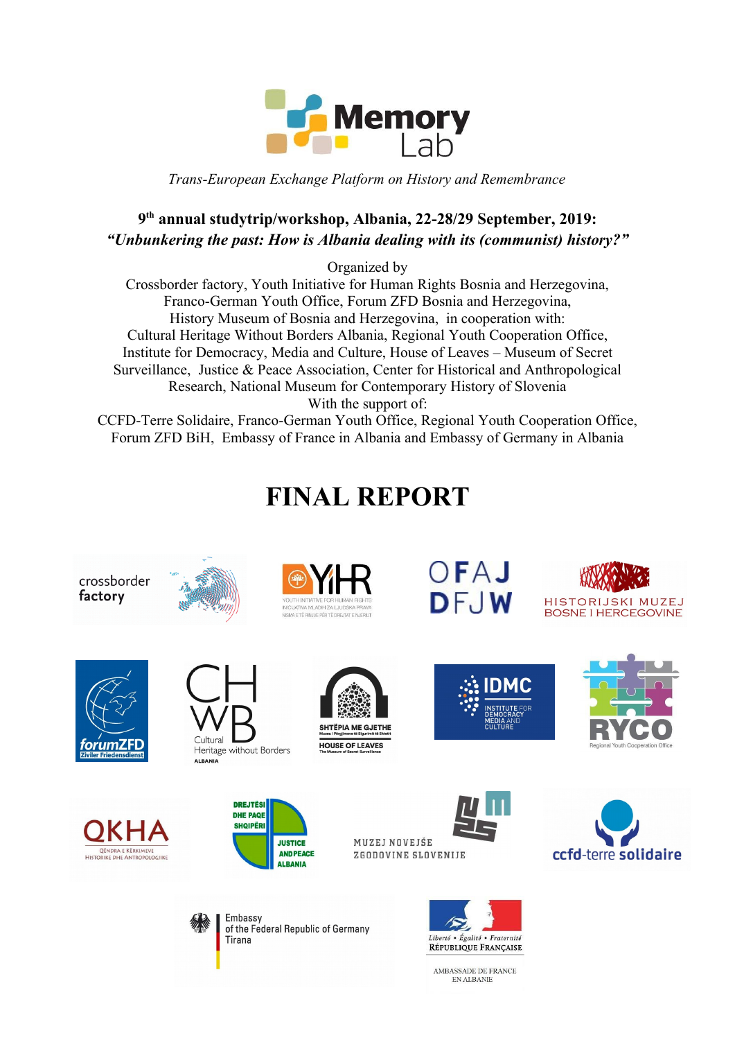Memory Lab

*Trans-European Exchange Platform on History and Remembrance*

**9th annual studytrip/workshop, Albania, 22-28/29 September, 2019:**
***"Unbunkering the past: How is Albania dealing with its (communist) history?"***

Organized by
Crossborder factory, Youth Initiative for Human Rights Bosnia and Herzegovina, Franco-German Youth Office, Forum ZFD Bosnia and Herzegovina, History Museum of Bosnia and Herzegovina, in cooperation with:
Cultural Heritage Without Borders Albania, Regional Youth Cooperation Office, Institute for Democracy, Media and Culture, House of Leaves – Museum of Secret Surveillance, Justice & Peace Association, Center for Historical and Anthropological Research, National Museum for Contemporary History of Slovenia
With the support of:
CCFD-Terre Solidaire, Franco-German Youth Office, Regional Youth Cooperation Office, Forum ZFD BiH, Embassy of France in Albania and Embassy of Germany in Albania

# FINAL REPORT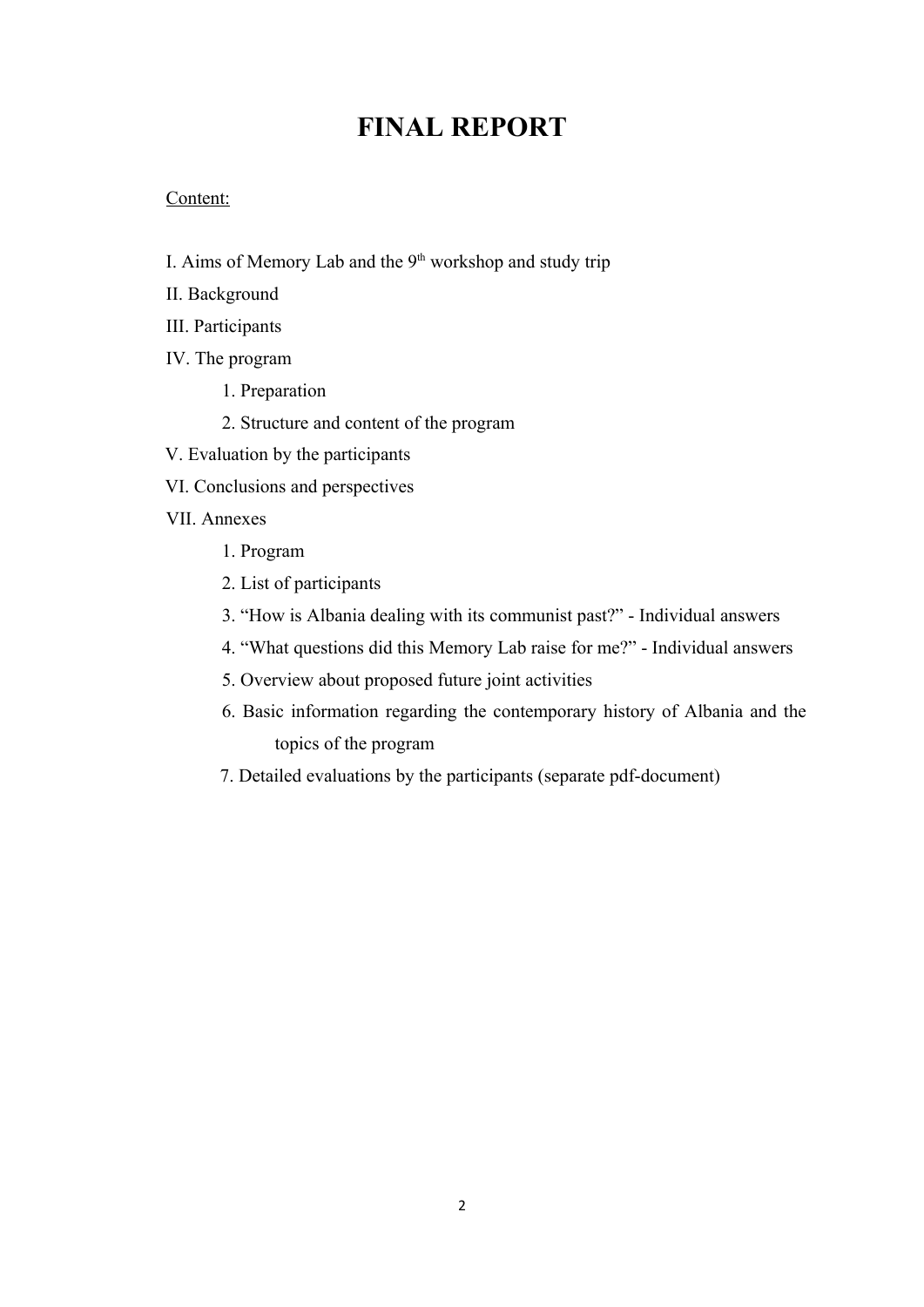# FINAL REPORT

Content:

I. Aims of Memory Lab and the 9th workshop and study trip

II. Background

III. Participants

IV. The program

1. Preparation
2. Structure and content of the program

V. Evaluation by the participants

VI. Conclusions and perspectives

VII. Annexes

1. Program
2. List of participants
3. "How is Albania dealing with its communist past?" - Individual answers
4. "What questions did this Memory Lab raise for me?" - Individual answers
5. Overview about proposed future joint activities
6. Basic information regarding the contemporary history of Albania and the topics of the program
7. Detailed evaluations by the participants (separate pdf-document)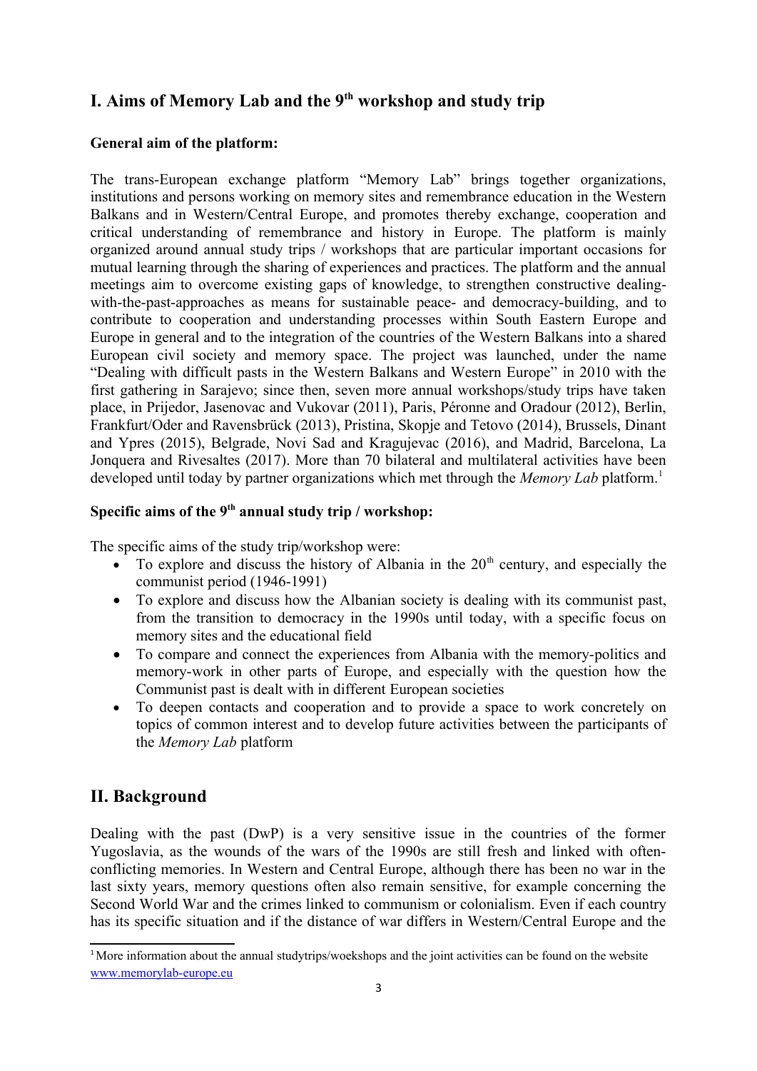# I. Aims of Memory Lab and the 9th workshop and study trip

**General aim of the platform:**

The trans-European exchange platform "Memory Lab" brings together organizations, institutions and persons working on memory sites and remembrance education in the Western Balkans and in Western/Central Europe, and promotes thereby exchange, cooperation and critical understanding of remembrance and history in Europe. The platform is mainly organized around annual study trips / workshops that are particular important occasions for mutual learning through the sharing of experiences and practices. The platform and the annual meetings aim to overcome existing gaps of knowledge, to strengthen constructive dealing-with-the-past-approaches as means for sustainable peace- and democracy-building, and to contribute to cooperation and understanding processes within South Eastern Europe and Europe in general and to the integration of the countries of the Western Balkans into a shared European civil society and memory space. The project was launched, under the name "Dealing with difficult pasts in the Western Balkans and Western Europe" in 2010 with the first gathering in Sarajevo; since then, seven more annual workshops/study trips have taken place, in Prijedor, Jasenovac and Vukovar (2011), Paris, Péronne and Oradour (2012), Berlin, Frankfurt/Oder and Ravensbrück (2013), Pristina, Skopje and Tetovo (2014), Brussels, Dinant and Ypres (2015), Belgrade, Novi Sad and Kragujevac (2016), and Madrid, Barcelona, La Jonquera and Rivesaltes (2017). More than 70 bilateral and multilateral activities have been developed until today by partner organizations which met through the *Memory Lab* platform.[1]

**Specific aims of the 9th annual study trip / workshop:**

The specific aims of the study trip/workshop were:

- To explore and discuss the history of Albania in the 20th century, and especially the communist period (1946-1991)
- To explore and discuss how the Albanian society is dealing with its communist past, from the transition to democracy in the 1990s until today, with a specific focus on memory sites and the educational field
- To compare and connect the experiences from Albania with the memory-politics and memory-work in other parts of Europe, and especially with the question how the Communist past is dealt with in different European societies
- To deepen contacts and cooperation and to provide a space to work concretely on topics of common interest and to develop future activities between the participants of the *Memory Lab* platform

# II. Background

Dealing with the past (DwP) is a very sensitive issue in the countries of the former Yugoslavia, as the wounds of the wars of the 1990s are still fresh and linked with often-conflicting memories. In Western and Central Europe, although there has been no war in the last sixty years, memory questions often also remain sensitive, for example concerning the Second World War and the crimes linked to communism or colonialism. Even if each country has its specific situation and if the distance of war differs in Western/Central Europe and the

[1] More information about the annual studytrips/woekshops and the joint activities can be found on the website www.memorylab-europe.eu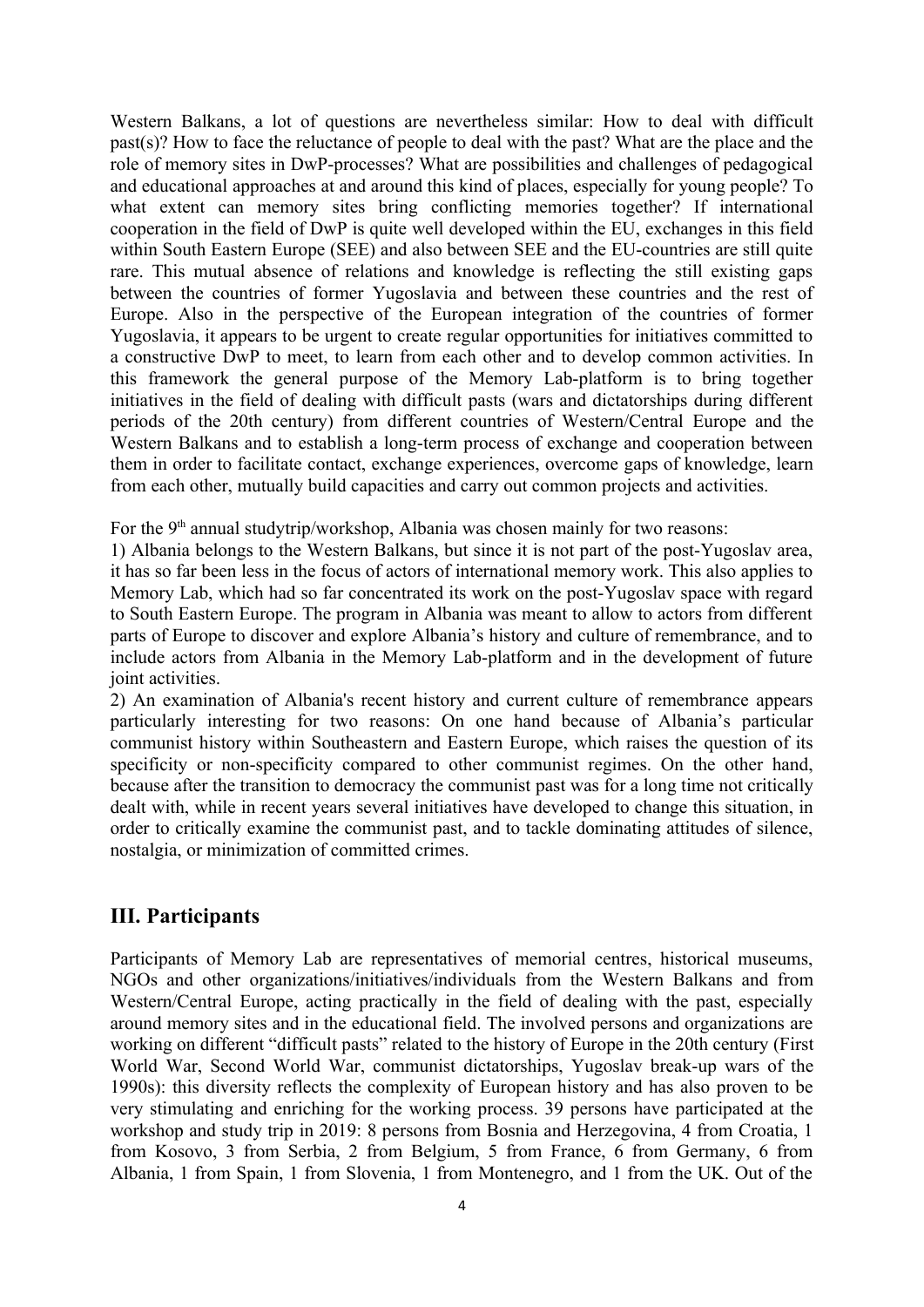Western Balkans, a lot of questions are nevertheless similar: How to deal with difficult past(s)? How to face the reluctance of people to deal with the past? What are the place and the role of memory sites in DwP-processes? What are possibilities and challenges of pedagogical and educational approaches at and around this kind of places, especially for young people? To what extent can memory sites bring conflicting memories together? If international cooperation in the field of DwP is quite well developed within the EU, exchanges in this field within South Eastern Europe (SEE) and also between SEE and the EU-countries are still quite rare. This mutual absence of relations and knowledge is reflecting the still existing gaps between the countries of former Yugoslavia and between these countries and the rest of Europe. Also in the perspective of the European integration of the countries of former Yugoslavia, it appears to be urgent to create regular opportunities for initiatives committed to a constructive DwP to meet, to learn from each other and to develop common activities. In this framework the general purpose of the Memory Lab-platform is to bring together initiatives in the field of dealing with difficult pasts (wars and dictatorships during different periods of the 20th century) from different countries of Western/Central Europe and the Western Balkans and to establish a long-term process of exchange and cooperation between them in order to facilitate contact, exchange experiences, overcome gaps of knowledge, learn from each other, mutually build capacities and carry out common projects and activities.

For the 9th annual studytrip/workshop, Albania was chosen mainly for two reasons:

1) Albania belongs to the Western Balkans, but since it is not part of the post-Yugoslav area, it has so far been less in the focus of actors of international memory work. This also applies to Memory Lab, which had so far concentrated its work on the post-Yugoslav space with regard to South Eastern Europe. The program in Albania was meant to allow to actors from different parts of Europe to discover and explore Albania's history and culture of remembrance, and to include actors from Albania in the Memory Lab-platform and in the development of future joint activities.

2) An examination of Albania's recent history and current culture of remembrance appears particularly interesting for two reasons: On one hand because of Albania's particular communist history within Southeastern and Eastern Europe, which raises the question of its specificity or non-specificity compared to other communist regimes. On the other hand, because after the transition to democracy the communist past was for a long time not critically dealt with, while in recent years several initiatives have developed to change this situation, in order to critically examine the communist past, and to tackle dominating attitudes of silence, nostalgia, or minimization of committed crimes.

## III. Participants

Participants of Memory Lab are representatives of memorial centres, historical museums, NGOs and other organizations/initiatives/individuals from the Western Balkans and from Western/Central Europe, acting practically in the field of dealing with the past, especially around memory sites and in the educational field. The involved persons and organizations are working on different "difficult pasts" related to the history of Europe in the 20th century (First World War, Second World War, communist dictatorships, Yugoslav break-up wars of the 1990s): this diversity reflects the complexity of European history and has also proven to be very stimulating and enriching for the working process. 39 persons have participated at the workshop and study trip in 2019: 8 persons from Bosnia and Herzegovina, 4 from Croatia, 1 from Kosovo, 3 from Serbia, 2 from Belgium, 5 from France, 6 from Germany, 6 from Albania, 1 from Spain, 1 from Slovenia, 1 from Montenegro, and 1 from the UK. Out of the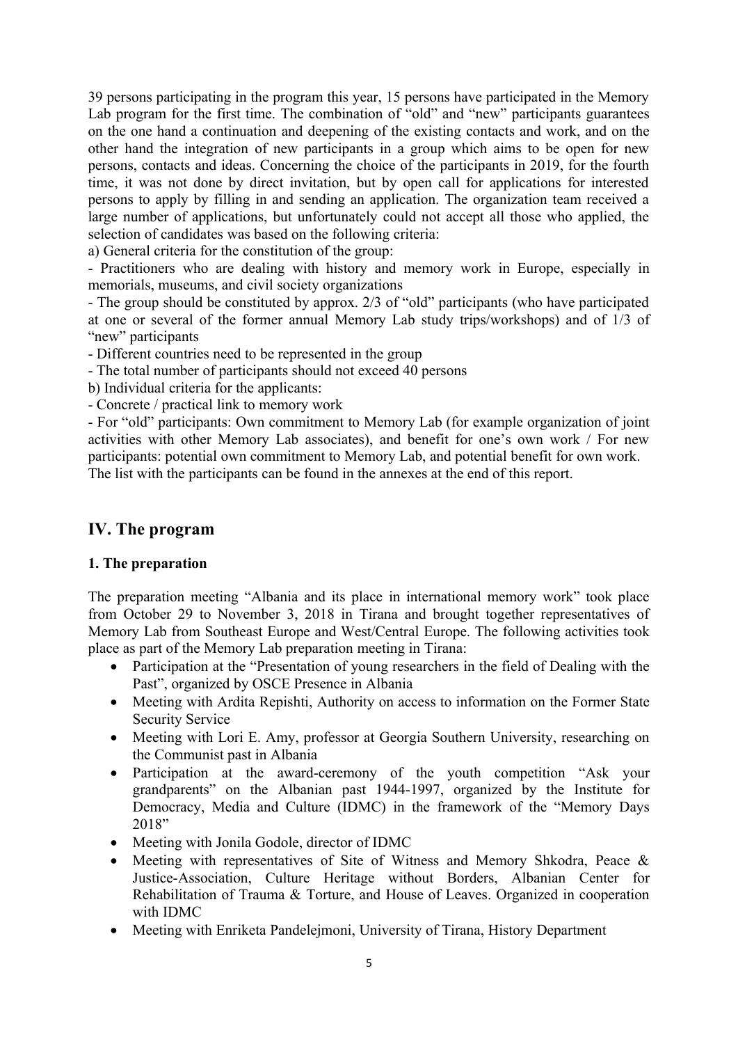39 persons participating in the program this year, 15 persons have participated in the Memory Lab program for the first time. The combination of "old" and "new" participants guarantees on the one hand a continuation and deepening of the existing contacts and work, and on the other hand the integration of new participants in a group which aims to be open for new persons, contacts and ideas. Concerning the choice of the participants in 2019, for the fourth time, it was not done by direct invitation, but by open call for applications for interested persons to apply by filling in and sending an application. The organization team received a large number of applications, but unfortunately could not accept all those who applied, the selection of candidates was based on the following criteria:

a) General criteria for the constitution of the group:

- Practitioners who are dealing with history and memory work in Europe, especially in memorials, museums, and civil society organizations
- The group should be constituted by approx. 2/3 of "old" participants (who have participated at one or several of the former annual Memory Lab study trips/workshops) and of 1/3 of "new" participants
- Different countries need to be represented in the group
- The total number of participants should not exceed 40 persons

b) Individual criteria for the applicants:

- Concrete / practical link to memory work
- For "old" participants: Own commitment to Memory Lab (for example organization of joint activities with other Memory Lab associates), and benefit for one's own work / For new participants: potential own commitment to Memory Lab, and potential benefit for own work.

The list with the participants can be found in the annexes at the end of this report.

## IV. The program

### 1. The preparation

The preparation meeting "Albania and its place in international memory work" took place from October 29 to November 3, 2018 in Tirana and brought together representatives of Memory Lab from Southeast Europe and West/Central Europe. The following activities took place as part of the Memory Lab preparation meeting in Tirana:

- Participation at the "Presentation of young researchers in the field of Dealing with the Past", organized by OSCE Presence in Albania
- Meeting with Ardita Repishti, Authority on access to information on the Former State Security Service
- Meeting with Lori E. Amy, professor at Georgia Southern University, researching on the Communist past in Albania
- Participation at the award-ceremony of the youth competition "Ask your grandparents" on the Albanian past 1944-1997, organized by the Institute for Democracy, Media and Culture (IDMC) in the framework of the "Memory Days 2018"
- Meeting with Jonila Godole, director of IDMC
- Meeting with representatives of Site of Witness and Memory Shkodra, Peace & Justice-Association, Culture Heritage without Borders, Albanian Center for Rehabilitation of Trauma & Torture, and House of Leaves. Organized in cooperation with IDMC
- Meeting with Enriketa Pandelejmoni, University of Tirana, History Department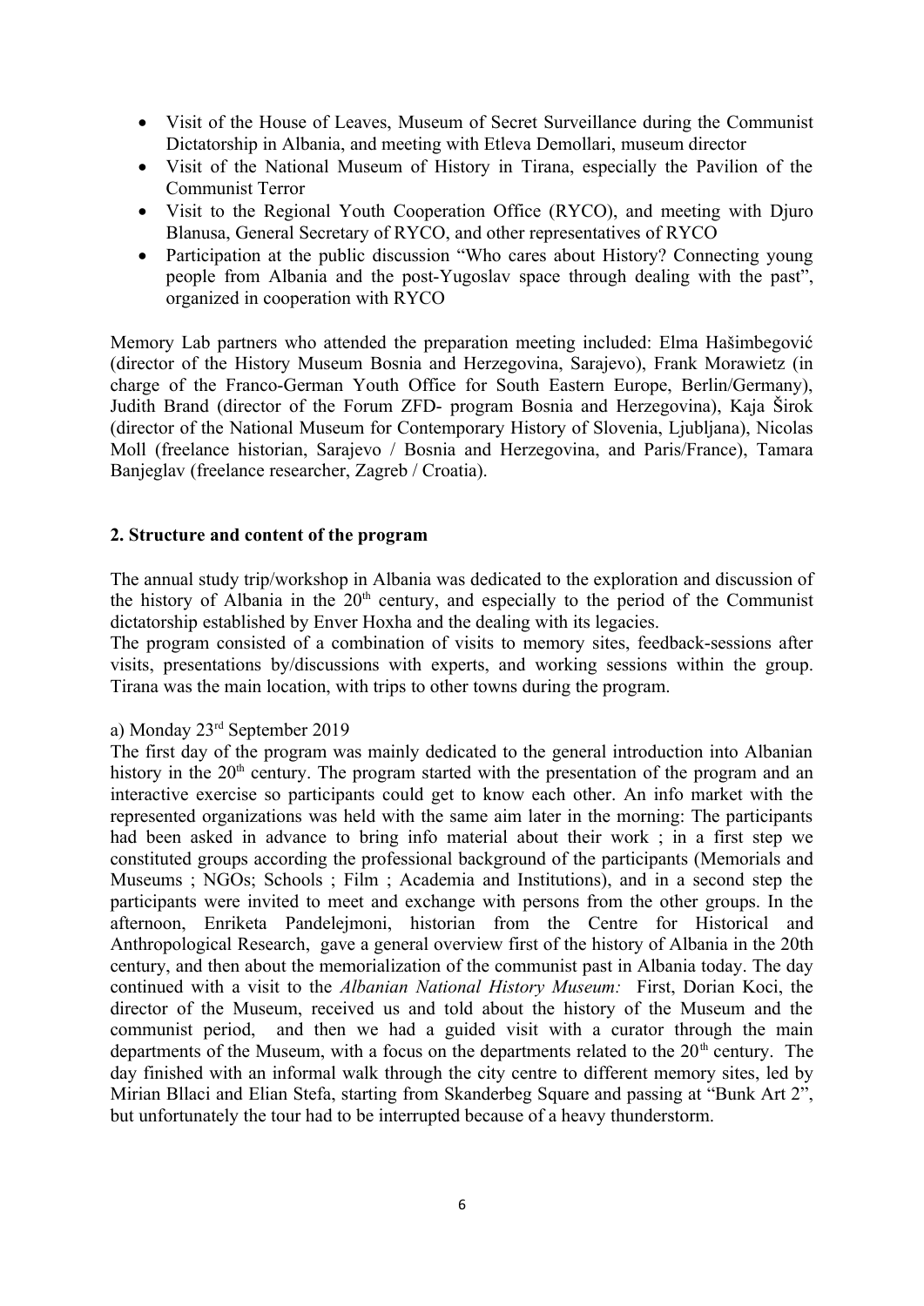- Visit of the House of Leaves, Museum of Secret Surveillance during the Communist Dictatorship in Albania, and meeting with Etleva Demollari, museum director
- Visit of the National Museum of History in Tirana, especially the Pavilion of the Communist Terror
- Visit to the Regional Youth Cooperation Office (RYCO), and meeting with Djuro Blanusa, General Secretary of RYCO, and other representatives of RYCO
- Participation at the public discussion "Who cares about History? Connecting young people from Albania and the post-Yugoslav space through dealing with the past", organized in cooperation with RYCO

Memory Lab partners who attended the preparation meeting included: Elma Hašimbegović (director of the History Museum Bosnia and Herzegovina, Sarajevo), Frank Morawietz (in charge of the Franco-German Youth Office for South Eastern Europe, Berlin/Germany), Judith Brand (director of the Forum ZFD- program Bosnia and Herzegovina), Kaja Širok (director of the National Museum for Contemporary History of Slovenia, Ljubljana), Nicolas Moll (freelance historian, Sarajevo / Bosnia and Herzegovina, and Paris/France), Tamara Banjeglav (freelance researcher, Zagreb / Croatia).

## 2. Structure and content of the program

The annual study trip/workshop in Albania was dedicated to the exploration and discussion of the history of Albania in the 20th century, and especially to the period of the Communist dictatorship established by Enver Hoxha and the dealing with its legacies.
The program consisted of a combination of visits to memory sites, feedback-sessions after visits, presentations by/discussions with experts, and working sessions within the group. Tirana was the main location, with trips to other towns during the program.

a) Monday 23rd September 2019
The first day of the program was mainly dedicated to the general introduction into Albanian history in the 20th century. The program started with the presentation of the program and an interactive exercise so participants could get to know each other. An info market with the represented organizations was held with the same aim later in the morning: The participants had been asked in advance to bring info material about their work ; in a first step we constituted groups according the professional background of the participants (Memorials and Museums ; NGOs; Schools ; Film ; Academia and Institutions), and in a second step the participants were invited to meet and exchange with persons from the other groups. In the afternoon, Enriketa Pandelejmoni, historian from the Centre for Historical and Anthropological Research, gave a general overview first of the history of Albania in the 20th century, and then about the memorialization of the communist past in Albania today. The day continued with a visit to the *Albanian National History Museum:* First, Dorian Koci, the director of the Museum, received us and told about the history of the Museum and the communist period, and then we had a guided visit with a curator through the main departments of the Museum, with a focus on the departments related to the 20th century. The day finished with an informal walk through the city centre to different memory sites, led by Mirian Bllaci and Elian Stefa, starting from Skanderbeg Square and passing at "Bunk Art 2", but unfortunately the tour had to be interrupted because of a heavy thunderstorm.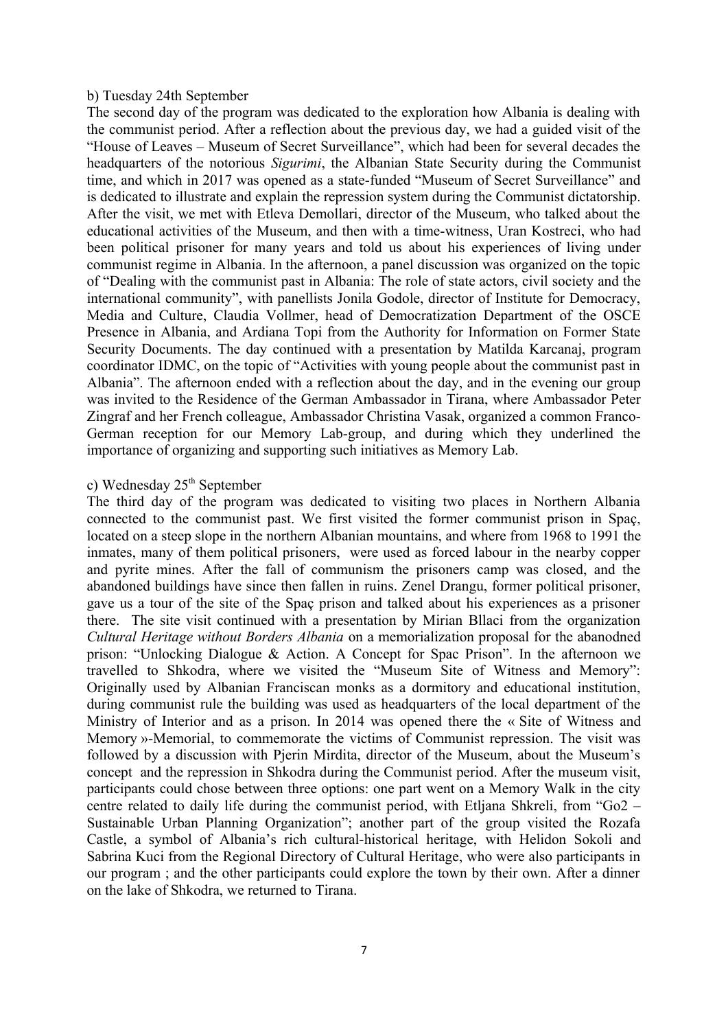b) Tuesday 24th September

The second day of the program was dedicated to the exploration how Albania is dealing with the communist period. After a reflection about the previous day, we had a guided visit of the "House of Leaves – Museum of Secret Surveillance", which had been for several decades the headquarters of the notorious *Sigurimi*, the Albanian State Security during the Communist time, and which in 2017 was opened as a state-funded "Museum of Secret Surveillance" and is dedicated to illustrate and explain the repression system during the Communist dictatorship. After the visit, we met with Etleva Demollari, director of the Museum, who talked about the educational activities of the Museum, and then with a time-witness, Uran Kostreci, who had been political prisoner for many years and told us about his experiences of living under communist regime in Albania. In the afternoon, a panel discussion was organized on the topic of "Dealing with the communist past in Albania: The role of state actors, civil society and the international community", with panellists Jonila Godole, director of Institute for Democracy, Media and Culture, Claudia Vollmer, head of Democratization Department of the OSCE Presence in Albania, and Ardiana Topi from the Authority for Information on Former State Security Documents. The day continued with a presentation by Matilda Karcanaj, program coordinator IDMC, on the topic of "Activities with young people about the communist past in Albania". The afternoon ended with a reflection about the day, and in the evening our group was invited to the Residence of the German Ambassador in Tirana, where Ambassador Peter Zingraf and her French colleague, Ambassador Christina Vasak, organized a common Franco-German reception for our Memory Lab-group, and during which they underlined the importance of organizing and supporting such initiatives as Memory Lab.

c) Wednesday 25th September

The third day of the program was dedicated to visiting two places in Northern Albania connected to the communist past. We first visited the former communist prison in Spaç, located on a steep slope in the northern Albanian mountains, and where from 1968 to 1991 the inmates, many of them political prisoners, were used as forced labour in the nearby copper and pyrite mines. After the fall of communism the prisoners camp was closed, and the abandoned buildings have since then fallen in ruins. Zenel Drangu, former political prisoner, gave us a tour of the site of the Spaç prison and talked about his experiences as a prisoner there. The site visit continued with a presentation by Mirian Bllaci from the organization *Cultural Heritage without Borders Albania* on a memorialization proposal for the abanodned prison: "Unlocking Dialogue & Action. A Concept for Spac Prison". In the afternoon we travelled to Shkodra, where we visited the "Museum Site of Witness and Memory": Originally used by Albanian Franciscan monks as a dormitory and educational institution, during communist rule the building was used as headquarters of the local department of the Ministry of Interior and as a prison. In 2014 was opened there the « Site of Witness and Memory »-Memorial, to commemorate the victims of Communist repression. The visit was followed by a discussion with Pjerin Mirdita, director of the Museum, about the Museum's concept and the repression in Shkodra during the Communist period. After the museum visit, participants could chose between three options: one part went on a Memory Walk in the city centre related to daily life during the communist period, with Etljana Shkreli, from "Go2 – Sustainable Urban Planning Organization"; another part of the group visited the Rozafa Castle, a symbol of Albania's rich cultural-historical heritage, with Helidon Sokoli and Sabrina Kuci from the Regional Directory of Cultural Heritage, who were also participants in our program ; and the other participants could explore the town by their own. After a dinner on the lake of Shkodra, we returned to Tirana.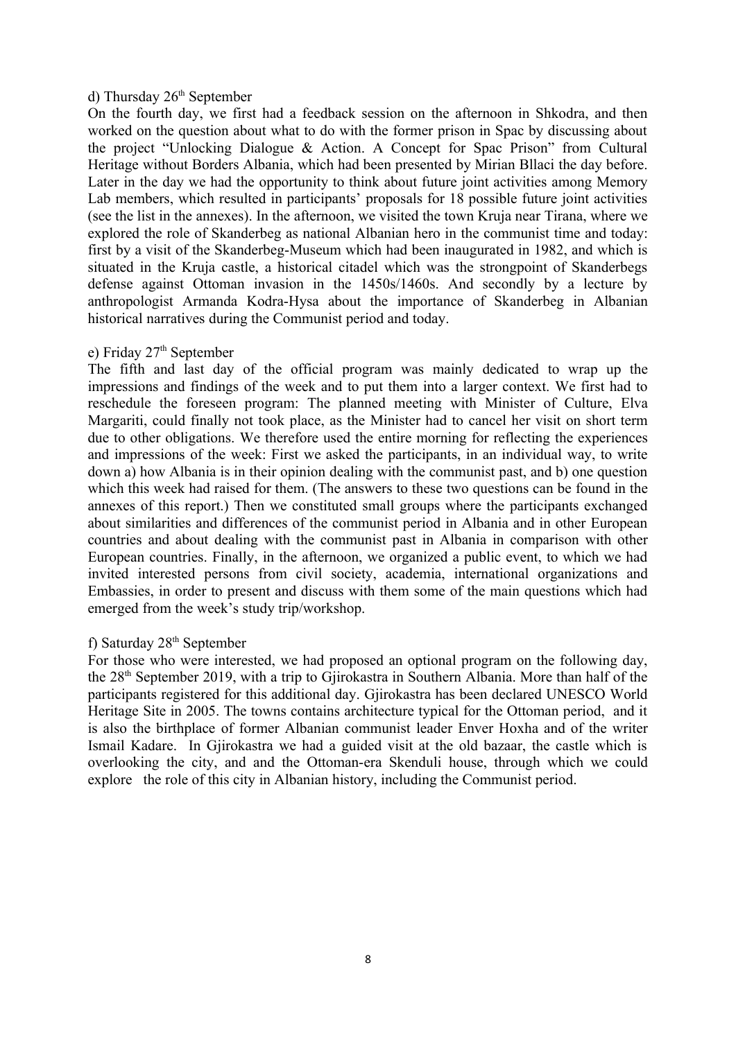d) Thursday 26th September

On the fourth day, we first had a feedback session on the afternoon in Shkodra, and then worked on the question about what to do with the former prison in Spac by discussing about the project "Unlocking Dialogue & Action. A Concept for Spac Prison" from Cultural Heritage without Borders Albania, which had been presented by Mirian Bllaci the day before. Later in the day we had the opportunity to think about future joint activities among Memory Lab members, which resulted in participants' proposals for 18 possible future joint activities (see the list in the annexes). In the afternoon, we visited the town Kruja near Tirana, where we explored the role of Skanderbeg as national Albanian hero in the communist time and today: first by a visit of the Skanderbeg-Museum which had been inaugurated in 1982, and which is situated in the Kruja castle, a historical citadel which was the strongpoint of Skanderbegs defense against Ottoman invasion in the 1450s/1460s. And secondly by a lecture by anthropologist Armanda Kodra-Hysa about the importance of Skanderbeg in Albanian historical narratives during the Communist period and today.

e) Friday 27th September

The fifth and last day of the official program was mainly dedicated to wrap up the impressions and findings of the week and to put them into a larger context. We first had to reschedule the foreseen program: The planned meeting with Minister of Culture, Elva Margariti, could finally not took place, as the Minister had to cancel her visit on short term due to other obligations. We therefore used the entire morning for reflecting the experiences and impressions of the week: First we asked the participants, in an individual way, to write down a) how Albania is in their opinion dealing with the communist past, and b) one question which this week had raised for them. (The answers to these two questions can be found in the annexes of this report.) Then we constituted small groups where the participants exchanged about similarities and differences of the communist period in Albania and in other European countries and about dealing with the communist past in Albania in comparison with other European countries. Finally, in the afternoon, we organized a public event, to which we had invited interested persons from civil society, academia, international organizations and Embassies, in order to present and discuss with them some of the main questions which had emerged from the week's study trip/workshop.

f) Saturday 28th September

For those who were interested, we had proposed an optional program on the following day, the 28th September 2019, with a trip to Gjirokastra in Southern Albania. More than half of the participants registered for this additional day. Gjirokastra has been declared UNESCO World Heritage Site in 2005. The towns contains architecture typical for the Ottoman period, and it is also the birthplace of former Albanian communist leader Enver Hoxha and of the writer Ismail Kadare. In Gjirokastra we had a guided visit at the old bazaar, the castle which is overlooking the city, and and the Ottoman-era Skenduli house, through which we could explore the role of this city in Albanian history, including the Communist period.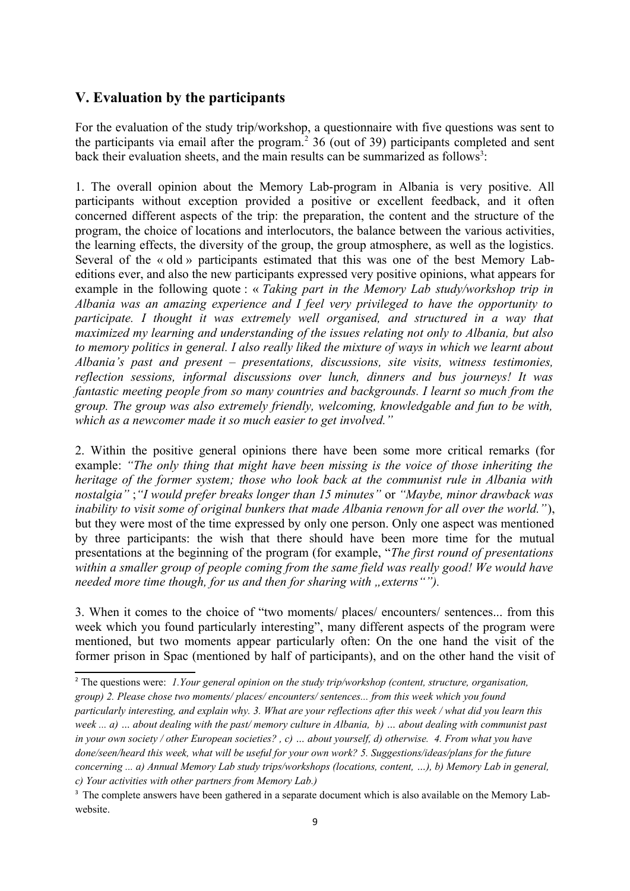## V. Evaluation by the participants

For the evaluation of the study trip/workshop, a questionnaire with five questions was sent to the participants via email after the program.[2] 36 (out of 39) participants completed and sent back their evaluation sheets, and the main results can be summarized as follows[3]:

1. The overall opinion about the Memory Lab-program in Albania is very positive. All participants without exception provided a positive or excellent feedback, and it often concerned different aspects of the trip: the preparation, the content and the structure of the program, the choice of locations and interlocutors, the balance between the various activities, the learning effects, the diversity of the group, the group atmosphere, as well as the logistics. Several of the « old » participants estimated that this was one of the best Memory Lab-editions ever, and also the new participants expressed very positive opinions, what appears for example in the following quote : « *Taking part in the Memory Lab study/workshop trip in Albania was an amazing experience and I feel very privileged to have the opportunity to participate. I thought it was extremely well organised, and structured in a way that maximized my learning and understanding of the issues relating not only to Albania, but also to memory politics in general. I also really liked the mixture of ways in which we learnt about Albania's past and present – presentations, discussions, site visits, witness testimonies, reflection sessions, informal discussions over lunch, dinners and bus journeys! It was fantastic meeting people from so many countries and backgrounds. I learnt so much from the group. The group was also extremely friendly, welcoming, knowledgable and fun to be with, which as a newcomer made it so much easier to get involved."*

2. Within the positive general opinions there have been some more critical remarks (for example: *"The only thing that might have been missing is the voice of those inheriting the heritage of the former system; those who look back at the communist rule in Albania with nostalgia"* ;*"I would prefer breaks longer than 15 minutes"* or *"Maybe, minor drawback was inability to visit some of original bunkers that made Albania renown for all over the world."*), but they were most of the time expressed by only one person. Only one aspect was mentioned by three participants: the wish that there should have been more time for the mutual presentations at the beginning of the program (for example, "*The first round of presentations within a smaller group of people coming from the same field was really good! We would have needed more time though, for us and then for sharing with „externs"").*

3. When it comes to the choice of "two moments/ places/ encounters/ sentences... from this week which you found particularly interesting", many different aspects of the program were mentioned, but two moments appear particularly often: On the one hand the visit of the former prison in Spac (mentioned by half of participants), and on the other hand the visit of

---

[2] The questions were: *1.Your general opinion on the study trip/workshop (content, structure, organisation, group) 2. Please chose two moments/ places/ encounters/ sentences... from this week which you found particularly interesting, and explain why. 3. What are your reflections after this week / what did you learn this week ... a) … about dealing with the past/ memory culture in Albania, b) … about dealing with communist past in your own society / other European societies? , c) … about yourself, d) otherwise. 4. From what you have done/seen/heard this week, what will be useful for your own work? 5. Suggestions/ideas/plans for the future concerning ... a) Annual Memory Lab study trips/workshops (locations, content, …), b) Memory Lab in general, c) Your activities with other partners from Memory Lab.)*

[3] The complete answers have been gathered in a separate document which is also available on the Memory Lab-website.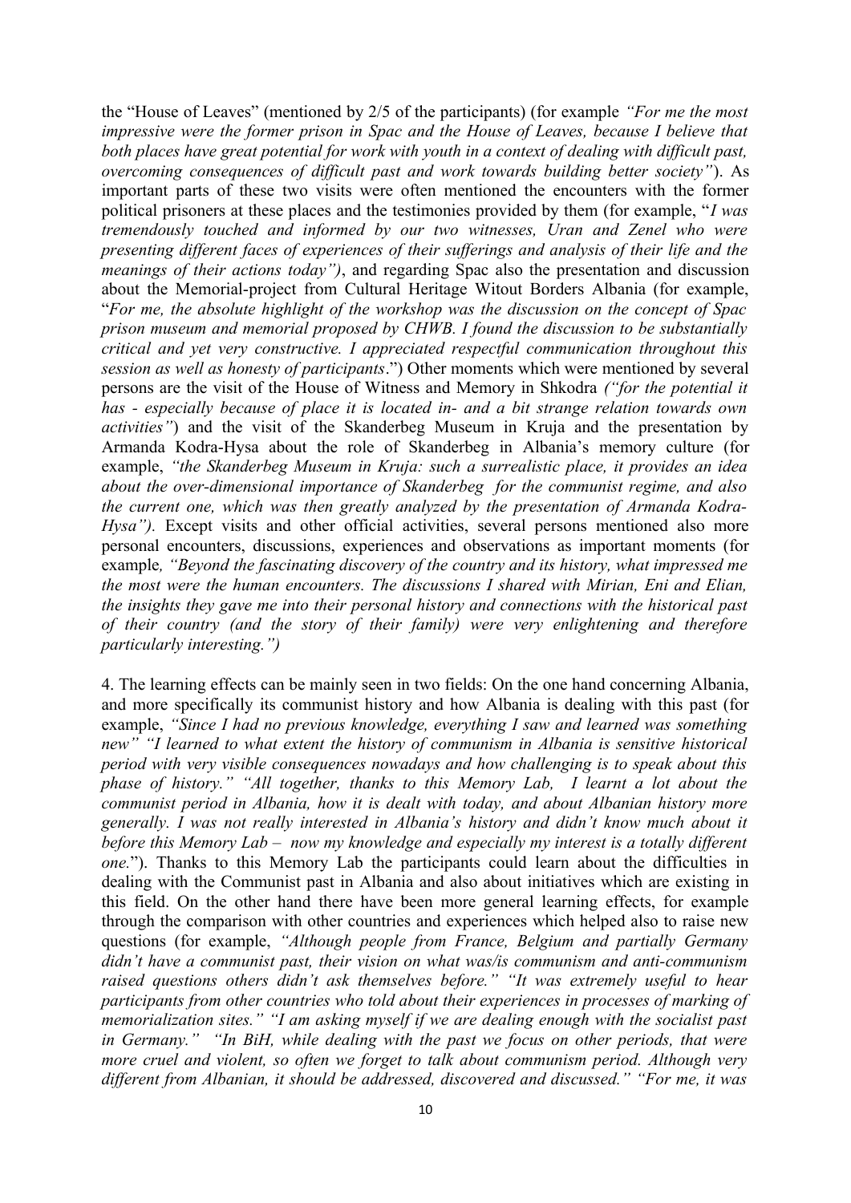the "House of Leaves" (mentioned by 2/5 of the participants) (for example *"For me the most impressive were the former prison in Spac and the House of Leaves, because I believe that both places have great potential for work with youth in a context of dealing with difficult past, overcoming consequences of difficult past and work towards building better society"*). As important parts of these two visits were often mentioned the encounters with the former political prisoners at these places and the testimonies provided by them (for example, "*I was tremendously touched and informed by our two witnesses, Uran and Zenel who were presenting different faces of experiences of their sufferings and analysis of their life and the meanings of their actions today")*, and regarding Spac also the presentation and discussion about the Memorial-project from Cultural Heritage Witout Borders Albania (for example, "*For me, the absolute highlight of the workshop was the discussion on the concept of Spac prison museum and memorial proposed by CHWB. I found the discussion to be substantially critical and yet very constructive. I appreciated respectful communication throughout this session as well as honesty of participants*.") Other moments which were mentioned by several persons are the visit of the House of Witness and Memory in Shkodra *("for the potential it has - especially because of place it is located in- and a bit strange relation towards own activities"*) and the visit of the Skanderbeg Museum in Kruja and the presentation by Armanda Kodra-Hysa about the role of Skanderbeg in Albania's memory culture (for example, *"the Skanderbeg Museum in Kruja: such a surrealistic place, it provides an idea about the over-dimensional importance of Skanderbeg for the communist regime, and also the current one, which was then greatly analyzed by the presentation of Armanda Kodra-Hysa").* Except visits and other official activities, several persons mentioned also more personal encounters, discussions, experiences and observations as important moments (for example*, "Beyond the fascinating discovery of the country and its history, what impressed me the most were the human encounters. The discussions I shared with Mirian, Eni and Elian, the insights they gave me into their personal history and connections with the historical past of their country (and the story of their family) were very enlightening and therefore particularly interesting.")*

4. The learning effects can be mainly seen in two fields: On the one hand concerning Albania, and more specifically its communist history and how Albania is dealing with this past (for example, *"Since I had no previous knowledge, everything I saw and learned was something new" "I learned to what extent the history of communism in Albania is sensitive historical period with very visible consequences nowadays and how challenging is to speak about this phase of history." "All together, thanks to this Memory Lab, I learnt a lot about the communist period in Albania, how it is dealt with today, and about Albanian history more generally. I was not really interested in Albania's history and didn't know much about it before this Memory Lab – now my knowledge and especially my interest is a totally different one.*"). Thanks to this Memory Lab the participants could learn about the difficulties in dealing with the Communist past in Albania and also about initiatives which are existing in this field. On the other hand there have been more general learning effects, for example through the comparison with other countries and experiences which helped also to raise new questions (for example, *"Although people from France, Belgium and partially Germany didn't have a communist past, their vision on what was/is communism and anti-communism raised questions others didn't ask themselves before." "It was extremely useful to hear participants from other countries who told about their experiences in processes of marking of memorialization sites." "I am asking myself if we are dealing enough with the socialist past in Germany." "In BiH, while dealing with the past we focus on other periods, that were more cruel and violent, so often we forget to talk about communism period. Although very different from Albanian, it should be addressed, discovered and discussed." "For me, it was*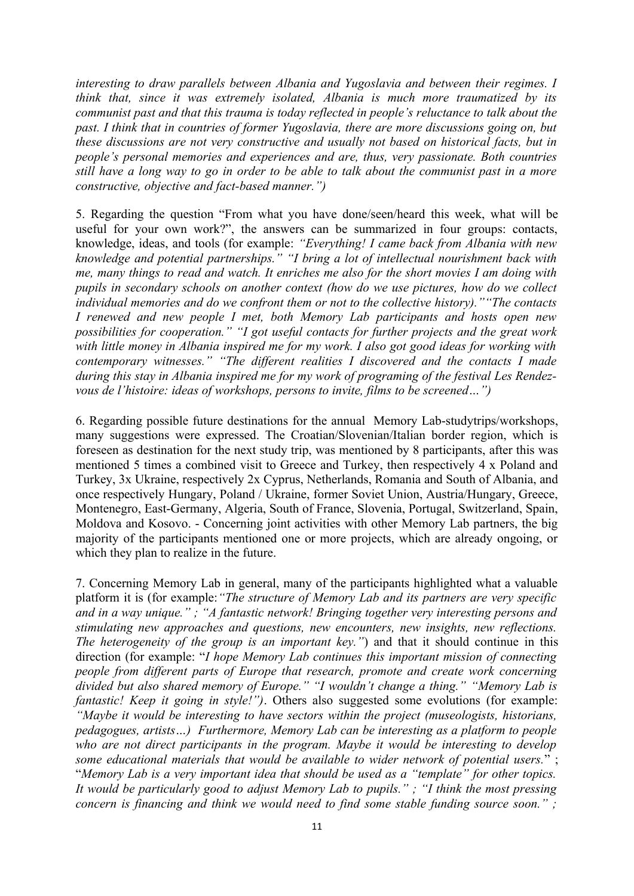*interesting to draw parallels between Albania and Yugoslavia and between their regimes. I think that, since it was extremely isolated, Albania is much more traumatized by its communist past and that this trauma is today reflected in people's reluctance to talk about the past. I think that in countries of former Yugoslavia, there are more discussions going on, but these discussions are not very constructive and usually not based on historical facts, but in people's personal memories and experiences and are, thus, very passionate. Both countries still have a long way to go in order to be able to talk about the communist past in a more constructive, objective and fact-based manner.")*

5. Regarding the question "From what you have done/seen/heard this week, what will be useful for your own work?", the answers can be summarized in four groups: contacts, knowledge, ideas, and tools (for example: *"Everything! I came back from Albania with new knowledge and potential partnerships." "I bring a lot of intellectual nourishment back with me, many things to read and watch. It enriches me also for the short movies I am doing with pupils in secondary schools on another context (how do we use pictures, how do we collect individual memories and do we confront them or not to the collective history)." "The contacts I renewed and new people I met, both Memory Lab participants and hosts open new possibilities for cooperation." "I got useful contacts for further projects and the great work with little money in Albania inspired me for my work. I also got good ideas for working with contemporary witnesses." "The different realities I discovered and the contacts I made during this stay in Albania inspired me for my work of programing of the festival Les Rendez-vous de l'histoire: ideas of workshops, persons to invite, films to be screened…")*

6. Regarding possible future destinations for the annual Memory Lab-studytrips/workshops, many suggestions were expressed. The Croatian/Slovenian/Italian border region, which is foreseen as destination for the next study trip, was mentioned by 8 participants, after this was mentioned 5 times a combined visit to Greece and Turkey, then respectively 4 x Poland and Turkey, 3x Ukraine, respectively 2x Cyprus, Netherlands, Romania and South of Albania, and once respectively Hungary, Poland / Ukraine, former Soviet Union, Austria/Hungary, Greece, Montenegro, East-Germany, Algeria, South of France, Slovenia, Portugal, Switzerland, Spain, Moldova and Kosovo. - Concerning joint activities with other Memory Lab partners, the big majority of the participants mentioned one or more projects, which are already ongoing, or which they plan to realize in the future.

7. Concerning Memory Lab in general, many of the participants highlighted what a valuable platform it is (for example: *"The structure of Memory Lab and its partners are very specific and in a way unique." ; "A fantastic network! Bringing together very interesting persons and stimulating new approaches and questions, new encounters, new insights, new reflections. The heterogeneity of the group is an important key."*) and that it should continue in this direction (for example: "*I hope Memory Lab continues this important mission of connecting people from different parts of Europe that research, promote and create work concerning divided but also shared memory of Europe." "I wouldn't change a thing." "Memory Lab is fantastic! Keep it going in style!")*. Others also suggested some evolutions (for example: *"Maybe it would be interesting to have sectors within the project (museologists, historians, pedagogues, artists…) Furthermore, Memory Lab can be interesting as a platform to people who are not direct participants in the program. Maybe it would be interesting to develop some educational materials that would be available to wider network of potential users.*" ; "*Memory Lab is a very important idea that should be used as a "template" for other topics. It would be particularly good to adjust Memory Lab to pupils." ; "I think the most pressing concern is financing and think we would need to find some stable funding source soon." ;*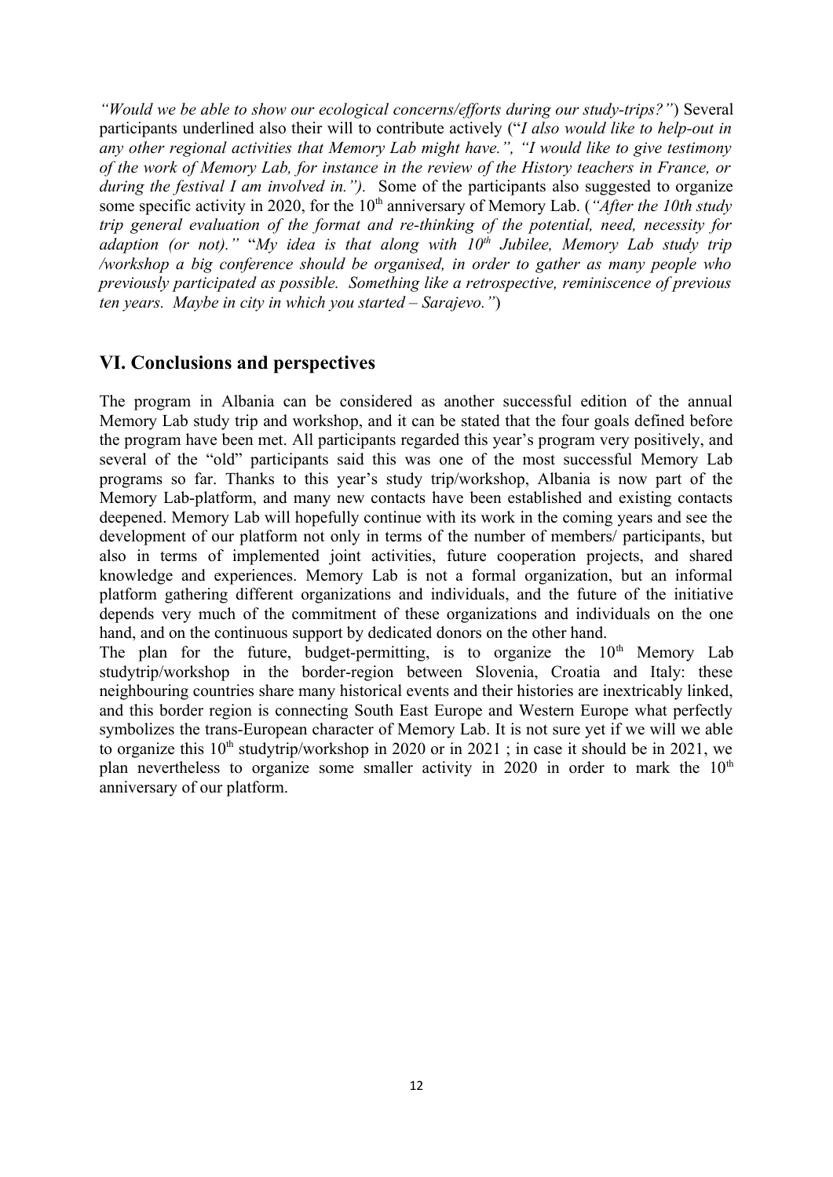*"Would we be able to show our ecological concerns/efforts during our study-trips?"*) Several participants underlined also their will to contribute actively ("*I also would like to help-out in any other regional activities that Memory Lab might have.", "I would like to give testimony of the work of Memory Lab, for instance in the review of the History teachers in France, or during the festival I am involved in.").* Some of the participants also suggested to organize some specific activity in 2020, for the 10th anniversary of Memory Lab. (*"After the 10th study trip general evaluation of the format and re-thinking of the potential, need, necessity for adaption (or not)."* "*My idea is that along with 10th Jubilee, Memory Lab study trip /workshop a big conference should be organised, in order to gather as many people who previously participated as possible. Something like a retrospective, reminiscence of previous ten years. Maybe in city in which you started – Sarajevo."*)

## VI. Conclusions and perspectives

The program in Albania can be considered as another successful edition of the annual Memory Lab study trip and workshop, and it can be stated that the four goals defined before the program have been met. All participants regarded this year's program very positively, and several of the "old" participants said this was one of the most successful Memory Lab programs so far. Thanks to this year's study trip/workshop, Albania is now part of the Memory Lab-platform, and many new contacts have been established and existing contacts deepened. Memory Lab will hopefully continue with its work in the coming years and see the development of our platform not only in terms of the number of members/ participants, but also in terms of implemented joint activities, future cooperation projects, and shared knowledge and experiences. Memory Lab is not a formal organization, but an informal platform gathering different organizations and individuals, and the future of the initiative depends very much of the commitment of these organizations and individuals on the one hand, and on the continuous support by dedicated donors on the other hand.

The plan for the future, budget-permitting, is to organize the 10th Memory Lab studytrip/workshop in the border-region between Slovenia, Croatia and Italy: these neighbouring countries share many historical events and their histories are inextricably linked, and this border region is connecting South East Europe and Western Europe what perfectly symbolizes the trans-European character of Memory Lab. It is not sure yet if we will we able to organize this 10th studytrip/workshop in 2020 or in 2021 ; in case it should be in 2021, we plan nevertheless to organize some smaller activity in 2020 in order to mark the 10th anniversary of our platform.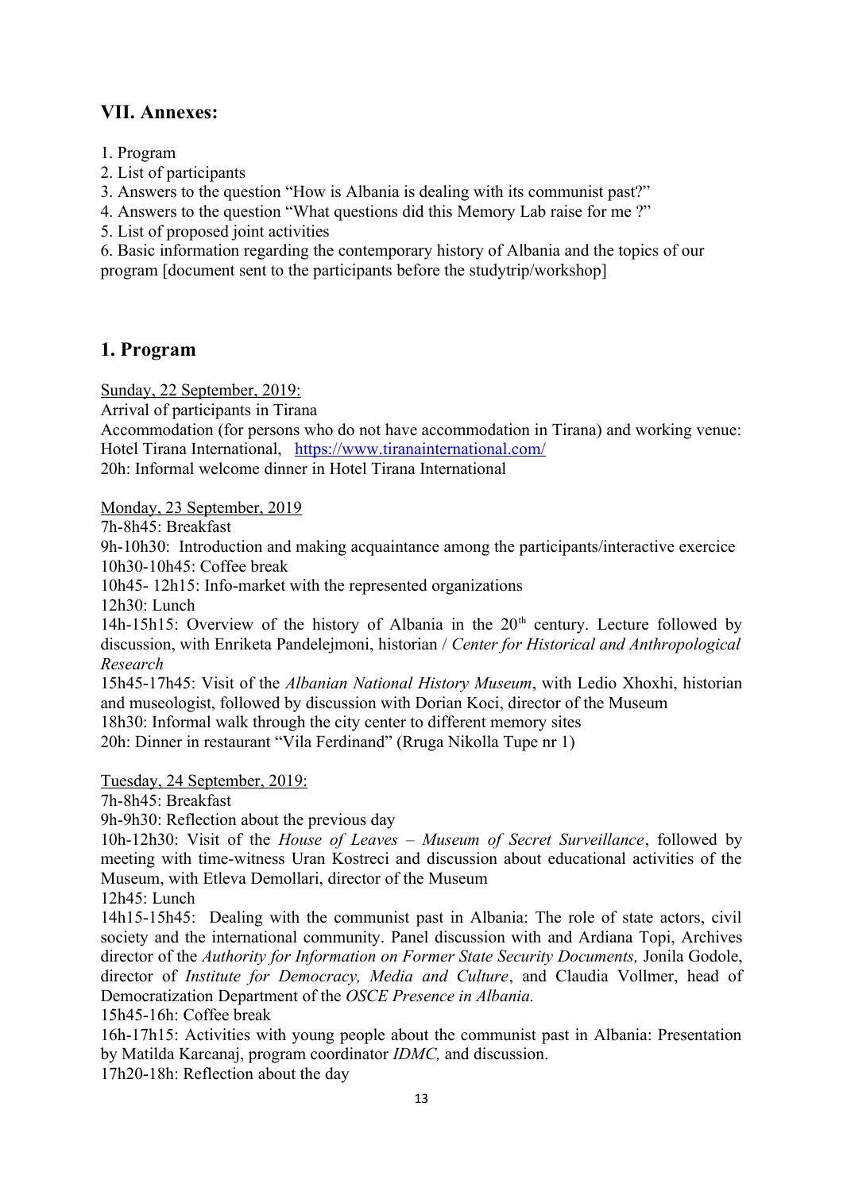## VII. Annexes:

1. Program
2. List of participants
3. Answers to the question “How is Albania is dealing with its communist past?”
4. Answers to the question “What questions did this Memory Lab raise for me ?”
5. List of proposed joint activities
6. Basic information regarding the contemporary history of Albania and the topics of our program [document sent to the participants before the studytrip/workshop]

## 1. Program

Sunday, 22 September, 2019:

Arrival of participants in Tirana
Accommodation (for persons who do not have accommodation in Tirana) and working venue: Hotel Tirana International, https://www.tiranainternational.com/
20h: Informal welcome dinner in Hotel Tirana International

Monday, 23 September, 2019

7h-8h45: Breakfast
9h-10h30: Introduction and making acquaintance among the participants/interactive exercice
10h30-10h45: Coffee break
10h45- 12h15: Info-market with the represented organizations
12h30: Lunch
14h-15h15: Overview of the history of Albania in the 20th century. Lecture followed by discussion, with Enriketa Pandelejmoni, historian / *Center for Historical and Anthropological Research*
15h45-17h45: Visit of the *Albanian National History Museum*, with Ledio Xhoxhi, historian and museologist, followed by discussion with Dorian Koci, director of the Museum
18h30: Informal walk through the city center to different memory sites
20h: Dinner in restaurant “Vila Ferdinand” (Rruga Nikolla Tupe nr 1)

Tuesday, 24 September, 2019:

7h-8h45: Breakfast
9h-9h30: Reflection about the previous day
10h-12h30: Visit of the *House of Leaves – Museum of Secret Surveillance*, followed by meeting with time-witness Uran Kostreci and discussion about educational activities of the Museum, with Etleva Demollari, director of the Museum
12h45: Lunch
14h15-15h45: Dealing with the communist past in Albania: The role of state actors, civil society and the international community. Panel discussion with and Ardiana Topi, Archives director of the *Authority for Information on Former State Security Documents,* Jonila Godole, director of *Institute for Democracy, Media and Culture*, and Claudia Vollmer, head of Democratization Department of the *OSCE Presence in Albania.*
15h45-16h: Coffee break
16h-17h15: Activities with young people about the communist past in Albania: Presentation by Matilda Karcanaj, program coordinator *IDMC,* and discussion.
17h20-18h: Reflection about the day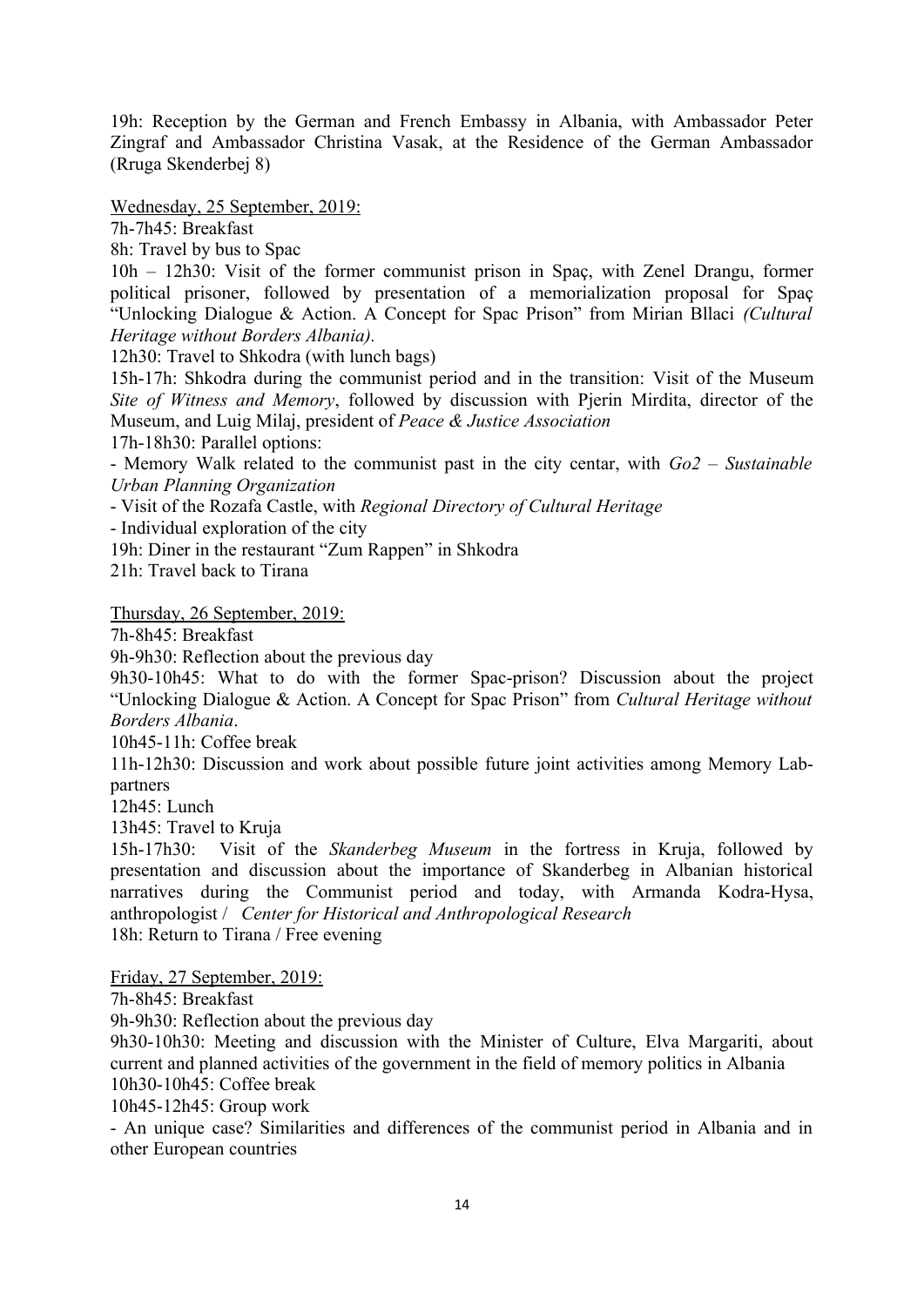19h: Reception by the German and French Embassy in Albania, with Ambassador Peter Zingraf and Ambassador Christina Vasak, at the Residence of the German Ambassador (Rruga Skenderbej 8)

Wednesday, 25 September, 2019:

7h-7h45: Breakfast

8h: Travel by bus to Spac

10h – 12h30: Visit of the former communist prison in Spaç, with Zenel Drangu, former political prisoner, followed by presentation of a memorialization proposal for Spaç "Unlocking Dialogue & Action. A Concept for Spac Prison" from Mirian Bllaci *(Cultural Heritage without Borders Albania).*

12h30: Travel to Shkodra (with lunch bags)

15h-17h: Shkodra during the communist period and in the transition: Visit of the Museum *Site of Witness and Memory*, followed by discussion with Pjerin Mirdita, director of the Museum, and Luig Milaj, president of *Peace & Justice Association*

17h-18h30: Parallel options:

- Memory Walk related to the communist past in the city centar, with *Go2 – Sustainable Urban Planning Organization*
- Visit of the Rozafa Castle, with *Regional Directory of Cultural Heritage*
- Individual exploration of the city

19h: Diner in the restaurant "Zum Rappen" in Shkodra

21h: Travel back to Tirana

Thursday, 26 September, 2019:

7h-8h45: Breakfast

9h-9h30: Reflection about the previous day

9h30-10h45: What to do with the former Spac-prison? Discussion about the project "Unlocking Dialogue & Action. A Concept for Spac Prison" from *Cultural Heritage without Borders Albania*.

10h45-11h: Coffee break

11h-12h30: Discussion and work about possible future joint activities among Memory Lab-partners

12h45: Lunch

13h45: Travel to Kruja

15h-17h30: Visit of the *Skanderbeg Museum* in the fortress in Kruja, followed by presentation and discussion about the importance of Skanderbeg in Albanian historical narratives during the Communist period and today, with Armanda Kodra-Hysa, anthropologist / *Center for Historical and Anthropological Research*

18h: Return to Tirana / Free evening

Friday, 27 September, 2019:

7h-8h45: Breakfast

9h-9h30: Reflection about the previous day

9h30-10h30: Meeting and discussion with the Minister of Culture, Elva Margariti, about current and planned activities of the government in the field of memory politics in Albania

10h30-10h45: Coffee break

10h45-12h45: Group work

- An unique case? Similarities and differences of the communist period in Albania and in other European countries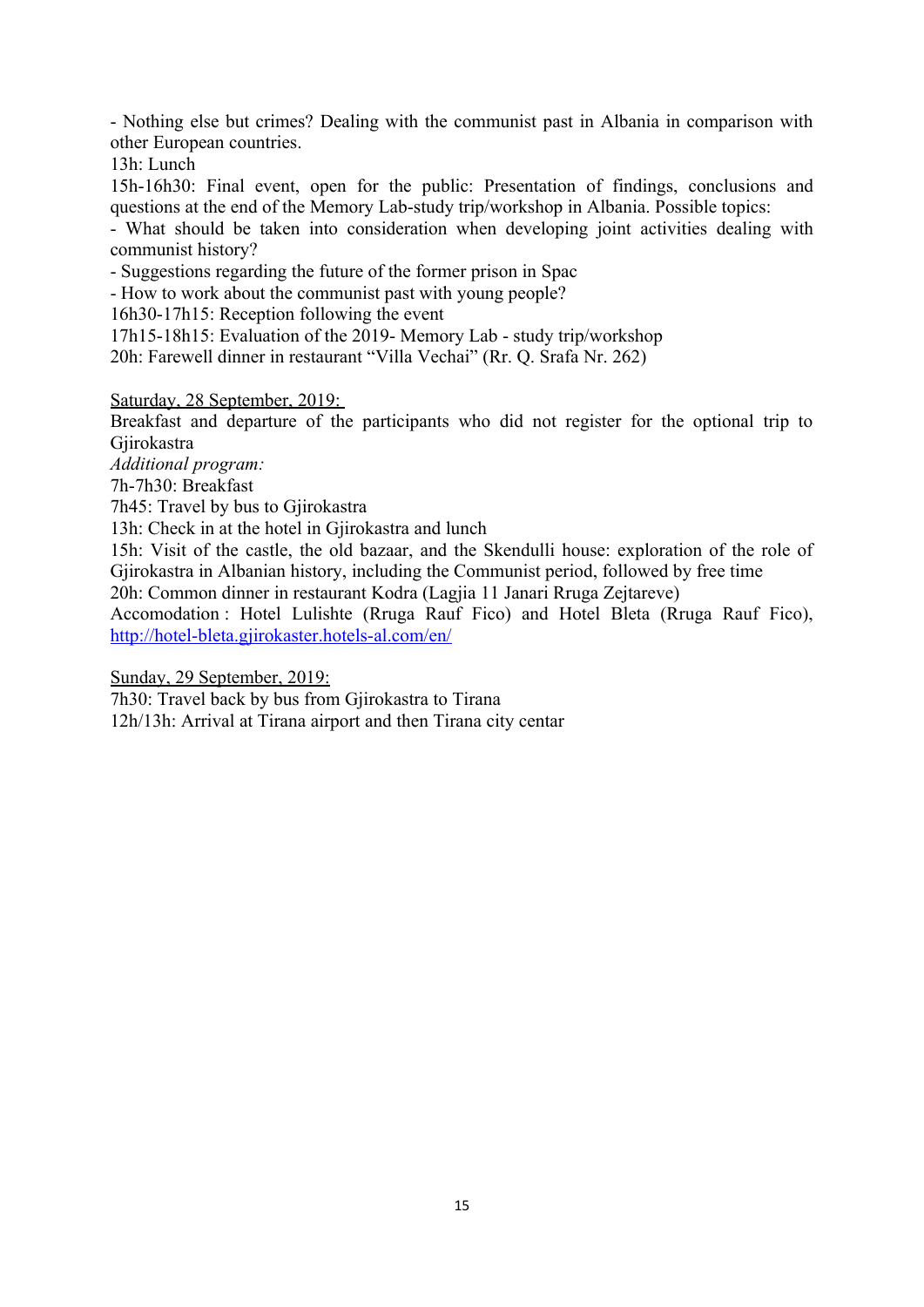- Nothing else but crimes? Dealing with the communist past in Albania in comparison with other European countries.

13h: Lunch

15h-16h30: Final event, open for the public: Presentation of findings, conclusions and questions at the end of the Memory Lab-study trip/workshop in Albania. Possible topics:

- What should be taken into consideration when developing joint activities dealing with communist history?
- Suggestions regarding the future of the former prison in Spac
- How to work about the communist past with young people?

16h30-17h15: Reception following the event

17h15-18h15: Evaluation of the 2019- Memory Lab - study trip/workshop

20h: Farewell dinner in restaurant "Villa Vechai" (Rr. Q. Srafa Nr. 262)

<u>Saturday, 28 September, 2019:</u>

Breakfast and departure of the participants who did not register for the optional trip to Gjirokastra

*Additional program:*

7h-7h30: Breakfast

7h45: Travel by bus to Gjirokastra

13h: Check in at the hotel in Gjirokastra and lunch

15h: Visit of the castle, the old bazaar, and the Skendulli house: exploration of the role of Gjirokastra in Albanian history, including the Communist period, followed by free time

20h: Common dinner in restaurant Kodra (Lagjia 11 Janari Rruga Zejtareve)

Accomodation : Hotel Lulishte (Rruga Rauf Fico) and Hotel Bleta (Rruga Rauf Fico), http://hotel-bleta.gjirokaster.hotels-al.com/en/

<u>Sunday, 29 September, 2019:</u>

7h30: Travel back by bus from Gjirokastra to Tirana

12h/13h: Arrival at Tirana airport and then Tirana city centar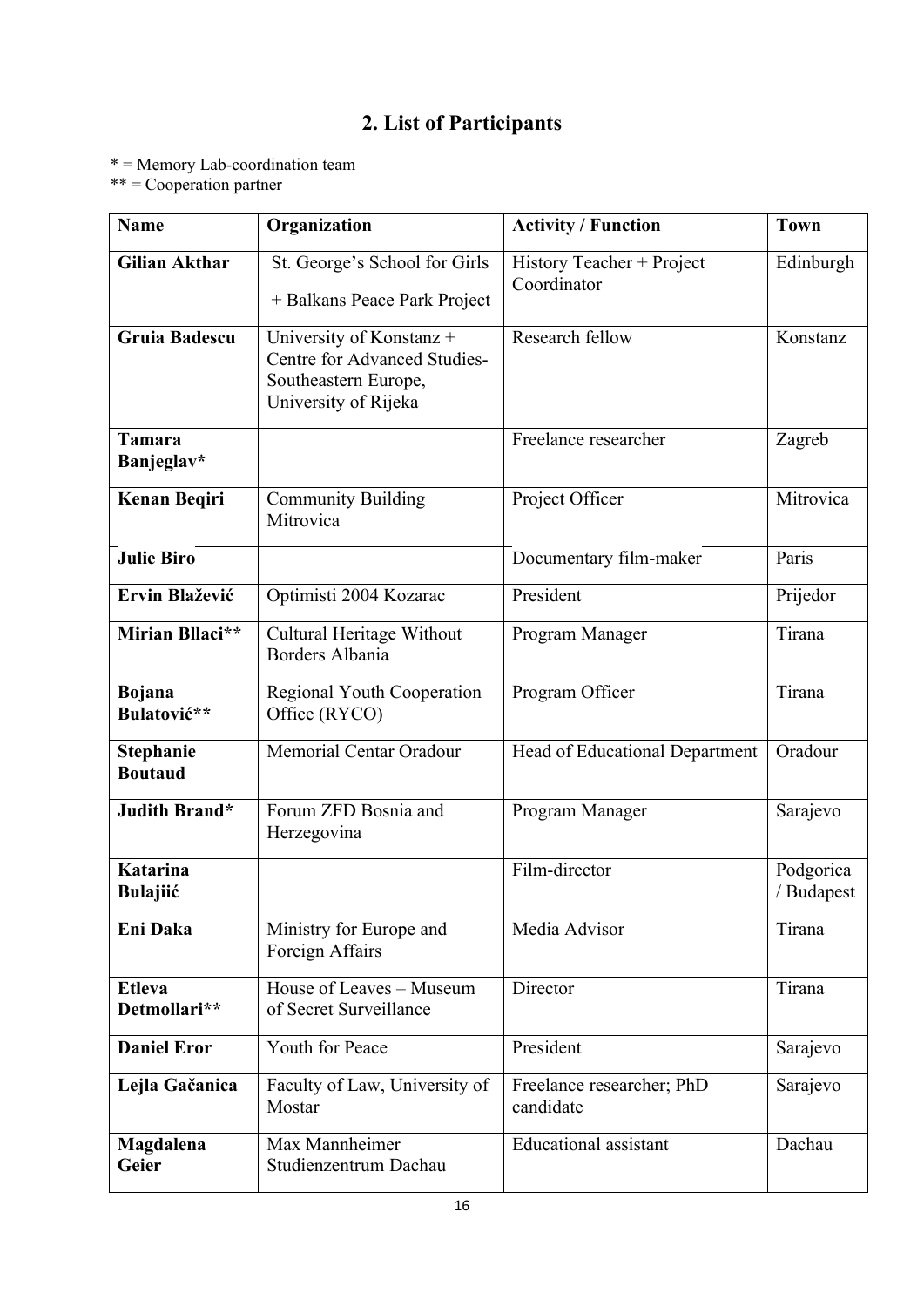## 2. List of Participants

\* = Memory Lab-coordination team
\*\* = Cooperation partner

| Name | Organization | Activity / Function | Town |
|---|---|---|---|
| **Gilian Akthar** | St. George's School for Girls + Balkans Peace Park Project | History Teacher + Project Coordinator | Edinburgh |
| **Gruia Badescu** | University of Konstanz + Centre for Advanced Studies-Southeastern Europe, University of Rijeka | Research fellow | Konstanz |
| **Tamara Banjeglav*** | | Freelance researcher | Zagreb |
| **Kenan Beqiri** | Community Building Mitrovica | Project Officer | Mitrovica |
| **Julie Biro** | | Documentary film-maker | Paris |
| **Ervin Blažević** | Optimisti 2004 Kozarac | President | Prijedor |
| **Mirian Bllaci**** | Cultural Heritage Without Borders Albania | Program Manager | Tirana |
| **Bojana Bulatović**** | Regional Youth Cooperation Office (RYCO) | Program Officer | Tirana |
| **Stephanie Boutaud** | Memorial Centar Oradour | Head of Educational Department | Oradour |
| **Judith Brand*** | Forum ZFD Bosnia and Herzegovina | Program Manager | Sarajevo |
| **Katarina Bulajiić** | | Film-director | Podgorica / Budapest |
| **Eni Daka** | Ministry for Europe and Foreign Affairs | Media Advisor | Tirana |
| **Etleva Detmollari**** | House of Leaves – Museum of Secret Surveillance | Director | Tirana |
| **Daniel Eror** | Youth for Peace | President | Sarajevo |
| **Lejla Gačanica** | Faculty of Law, University of Mostar | Freelance researcher; PhD candidate | Sarajevo |
| **Magdalena Geier** | Max Mannheimer Studienzentrum Dachau | Educational assistant | Dachau |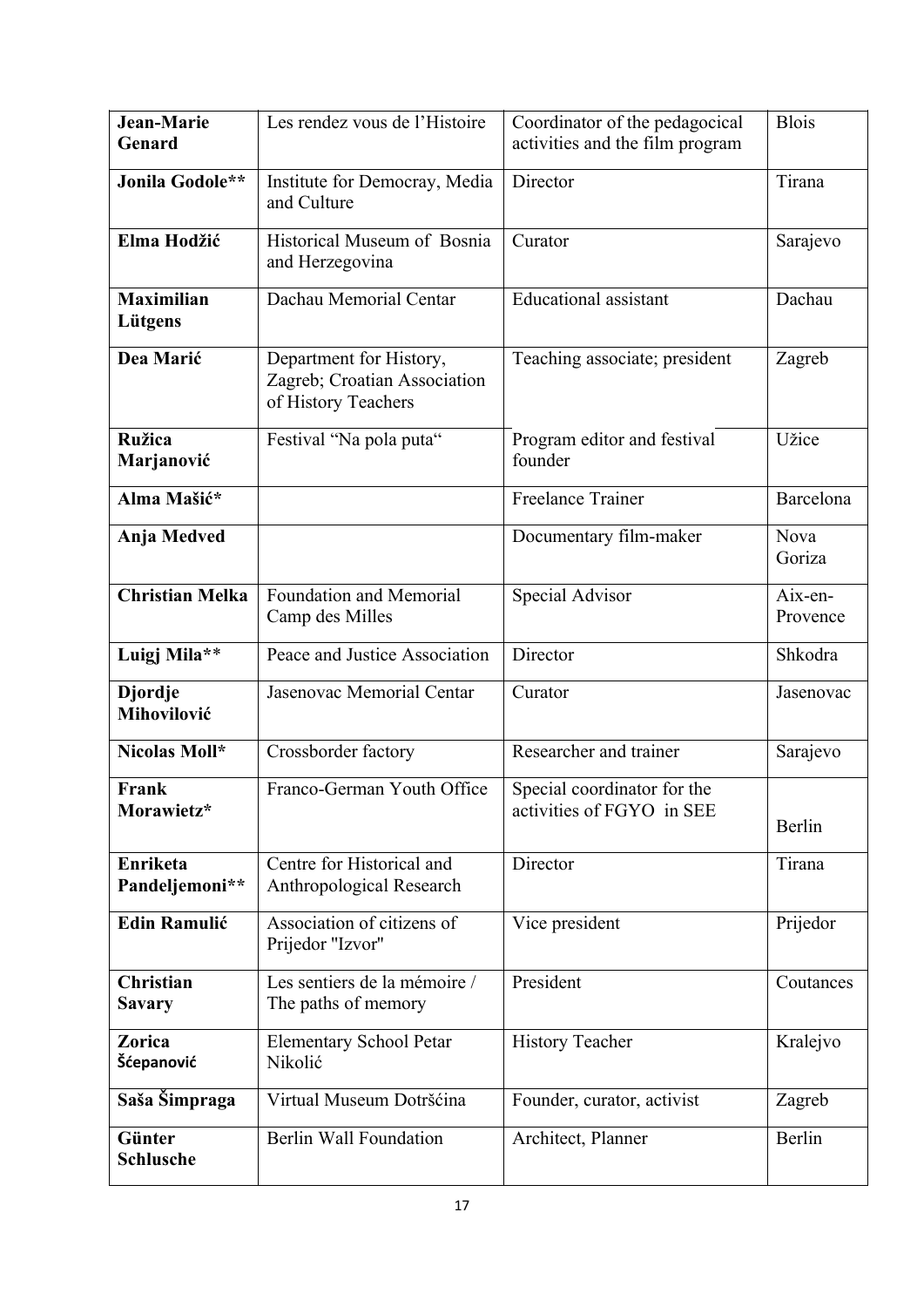| **Jean-Marie Genard** | Les rendez vous de l'Histoire | Coordinator of the pedagocical activities and the film program | Blois |
|---|---|---|---|
| **Jonila Godole**** | Institute for Democray, Media and Culture | Director | Tirana |
| **Elma Hodžić** | Historical Museum of Bosnia and Herzegovina | Curator | Sarajevo |
| **Maximilian Lütgens** | Dachau Memorial Centar | Educational assistant | Dachau |
| **Dea Marić** | Department for History, Zagreb; Croatian Association of History Teachers | Teaching associate; president | Zagreb |
| **Ružica Marjanović** | Festival "Na pola puta" | Program editor and festival founder | Užice |
| **Alma Mašić*** | | Freelance Trainer | Barcelona |
| **Anja Medved** | | Documentary film-maker | Nova Goriza |
| **Christian Melka** | Foundation and Memorial Camp des Milles | Special Advisor | Aix-en-Provence |
| **Luigj Mila**** | Peace and Justice Association | Director | Shkodra |
| **Djordje Mihovilović** | Jasenovac Memorial Centar | Curator | Jasenovac |
| **Nicolas Moll*** | Crossborder factory | Researcher and trainer | Sarajevo |
| **Frank Morawietz*** | Franco-German Youth Office | Special coordinator for the activities of FGYO in SEE | Berlin |
| **Enriketa Pandeljemoni**** | Centre for Historical and Anthropological Research | Director | Tirana |
| **Edin Ramulić** | Association of citizens of Prijedor "Izvor" | Vice president | Prijedor |
| **Christian Savary** | Les sentiers de la mémoire / The paths of memory | President | Coutances |
| **Zorica Šćepanović** | Elementary School Petar Nikolić | History Teacher | Kralejvo |
| **Saša Šimpraga** | Virtual Museum Dotršćina | Founder, curator, activist | Zagreb |
| **Günter Schlusche** | Berlin Wall Foundation | Architect, Planner | Berlin |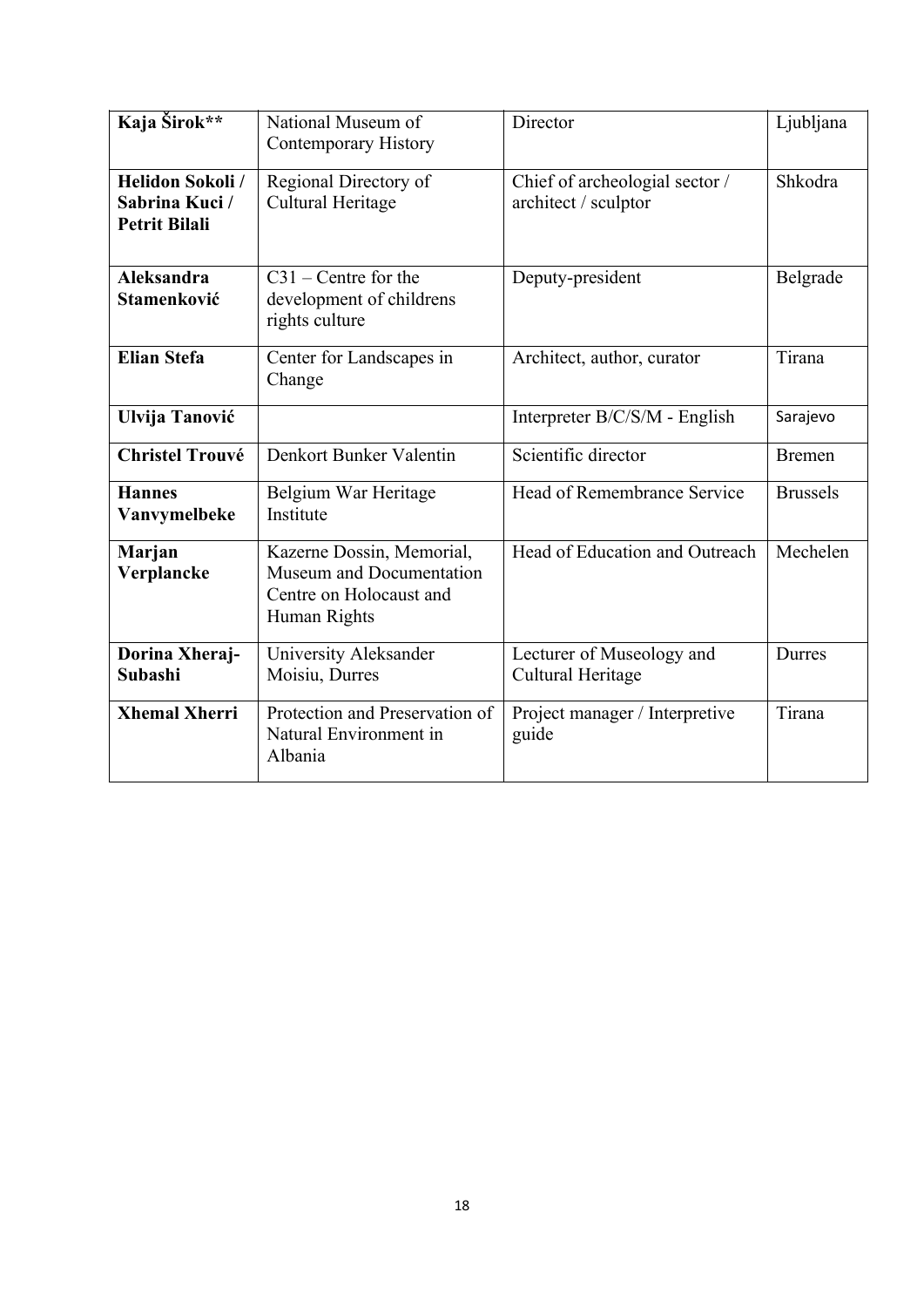| **Kaja Širok**** | National Museum of Contemporary History | Director | Ljubljana |
|---|---|---|---|
| **Helidon Sokoli / Sabrina Kuci / Petrit Bilali** | Regional Directory of Cultural Heritage | Chief of archeologial sector / architect / sculptor | Shkodra |
| **Aleksandra Stamenković** | C31 – Centre for the development of childrens rights culture | Deputy-president | Belgrade |
| **Elian Stefa** | Center for Landscapes in Change | Architect, author, curator | Tirana |
| **Ulvija Tanović** | | Interpreter B/C/S/M - English | Sarajevo |
| **Christel Trouvé** | Denkort Bunker Valentin | Scientific director | Bremen |
| **Hannes Vanvymelbeke** | Belgium War Heritage Institute | Head of Remembrance Service | Brussels |
| **Marjan Verplancke** | Kazerne Dossin, Memorial, Museum and Documentation Centre on Holocaust and Human Rights | Head of Education and Outreach | Mechelen |
| **Dorina Xheraj-Subashi** | University Aleksander Moisiu, Durres | Lecturer of Museology and Cultural Heritage | Durres |
| **Xhemal Xherri** | Protection and Preservation of Natural Environment in Albania | Project manager / Interpretive guide | Tirana |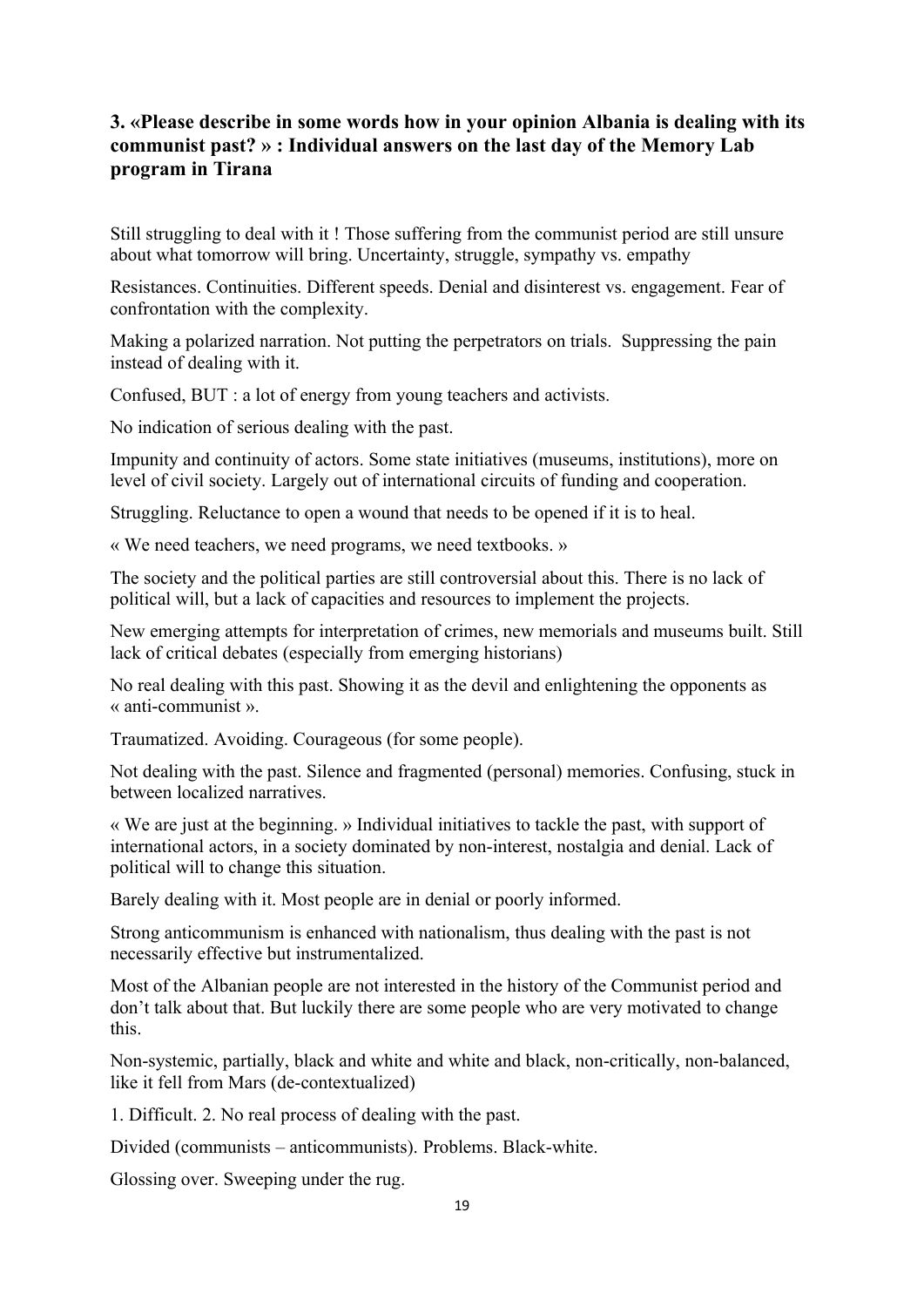### 3. «Please describe in some words how in your opinion Albania is dealing with its communist past? » : Individual answers on the last day of the Memory Lab program in Tirana

Still struggling to deal with it ! Those suffering from the communist period are still unsure about what tomorrow will bring. Uncertainty, struggle, sympathy vs. empathy

Resistances. Continuities. Different speeds. Denial and disinterest vs. engagement. Fear of confrontation with the complexity.

Making a polarized narration. Not putting the perpetrators on trials. Suppressing the pain instead of dealing with it.

Confused, BUT : a lot of energy from young teachers and activists.

No indication of serious dealing with the past.

Impunity and continuity of actors. Some state initiatives (museums, institutions), more on level of civil society. Largely out of international circuits of funding and cooperation.

Struggling. Reluctance to open a wound that needs to be opened if it is to heal.

« We need teachers, we need programs, we need textbooks. »

The society and the political parties are still controversial about this. There is no lack of political will, but a lack of capacities and resources to implement the projects.

New emerging attempts for interpretation of crimes, new memorials and museums built. Still lack of critical debates (especially from emerging historians)

No real dealing with this past. Showing it as the devil and enlightening the opponents as « anti-communist ».

Traumatized. Avoiding. Courageous (for some people).

Not dealing with the past. Silence and fragmented (personal) memories. Confusing, stuck in between localized narratives.

« We are just at the beginning. » Individual initiatives to tackle the past, with support of international actors, in a society dominated by non-interest, nostalgia and denial. Lack of political will to change this situation.

Barely dealing with it. Most people are in denial or poorly informed.

Strong anticommunism is enhanced with nationalism, thus dealing with the past is not necessarily effective but instrumentalized.

Most of the Albanian people are not interested in the history of the Communist period and don't talk about that. But luckily there are some people who are very motivated to change this.

Non-systemic, partially, black and white and white and black, non-critically, non-balanced, like it fell from Mars (de-contextualized)

1. Difficult. 2. No real process of dealing with the past.

Divided (communists – anticommunists). Problems. Black-white.

Glossing over. Sweeping under the rug.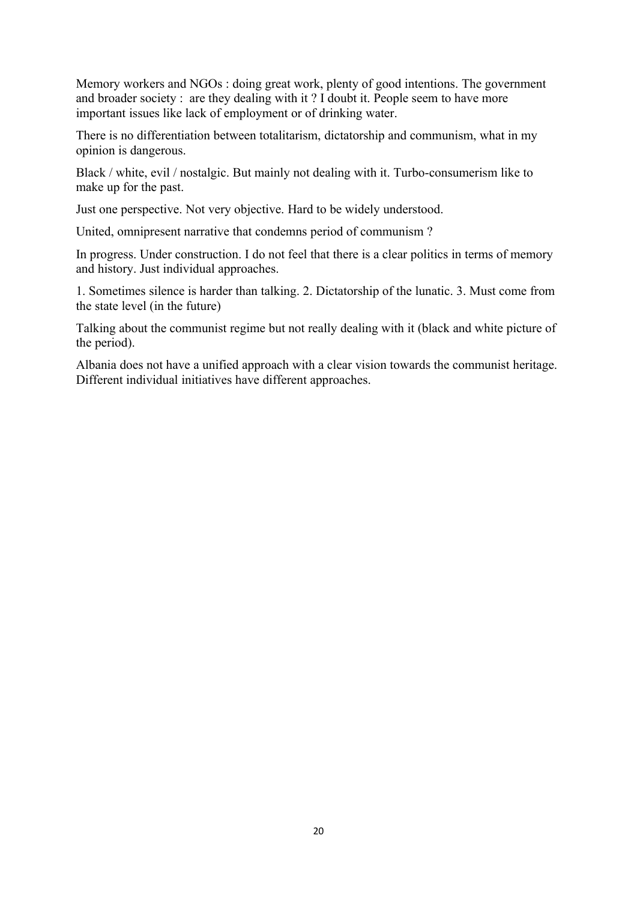Memory workers and NGOs : doing great work, plenty of good intentions. The government and broader society : are they dealing with it ? I doubt it. People seem to have more important issues like lack of employment or of drinking water.

There is no differentiation between totalitarism, dictatorship and communism, what in my opinion is dangerous.

Black / white, evil / nostalgic. But mainly not dealing with it. Turbo-consumerism like to make up for the past.

Just one perspective. Not very objective. Hard to be widely understood.

United, omnipresent narrative that condemns period of communism ?

In progress. Under construction. I do not feel that there is a clear politics in terms of memory and history. Just individual approaches.

1. Sometimes silence is harder than talking. 2. Dictatorship of the lunatic. 3. Must come from the state level (in the future)

Talking about the communist regime but not really dealing with it (black and white picture of the period).

Albania does not have a unified approach with a clear vision towards the communist heritage. Different individual initiatives have different approaches.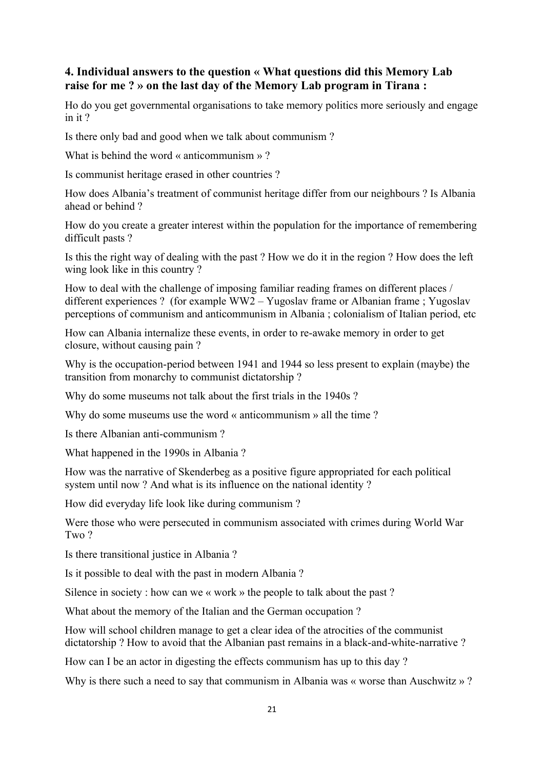### 4. Individual answers to the question « What questions did this Memory Lab raise for me ? » on the last day of the Memory Lab program in Tirana :

Ho do you get governmental organisations to take memory politics more seriously and engage in it ?

Is there only bad and good when we talk about communism ?

What is behind the word « anticommunism » ?

Is communist heritage erased in other countries ?

How does Albania's treatment of communist heritage differ from our neighbours ? Is Albania ahead or behind ?

How do you create a greater interest within the population for the importance of remembering difficult pasts ?

Is this the right way of dealing with the past ? How we do it in the region ? How does the left wing look like in this country ?

How to deal with the challenge of imposing familiar reading frames on different places / different experiences ? (for example WW2 – Yugoslav frame or Albanian frame ; Yugoslav perceptions of communism and anticommunism in Albania ; colonialism of Italian period, etc

How can Albania internalize these events, in order to re-awake memory in order to get closure, without causing pain ?

Why is the occupation-period between 1941 and 1944 so less present to explain (maybe) the transition from monarchy to communist dictatorship ?

Why do some museums not talk about the first trials in the 1940s ?

Why do some museums use the word « anticommunism » all the time ?

Is there Albanian anti-communism ?

What happened in the 1990s in Albania ?

How was the narrative of Skenderbeg as a positive figure appropriated for each political system until now ? And what is its influence on the national identity ?

How did everyday life look like during communism ?

Were those who were persecuted in communism associated with crimes during World War Two ?

Is there transitional justice in Albania ?

Is it possible to deal with the past in modern Albania ?

Silence in society : how can we « work » the people to talk about the past ?

What about the memory of the Italian and the German occupation ?

How will school children manage to get a clear idea of the atrocities of the communist dictatorship ? How to avoid that the Albanian past remains in a black-and-white-narrative ?

How can I be an actor in digesting the effects communism has up to this day ?

Why is there such a need to say that communism in Albania was « worse than Auschwitz » ?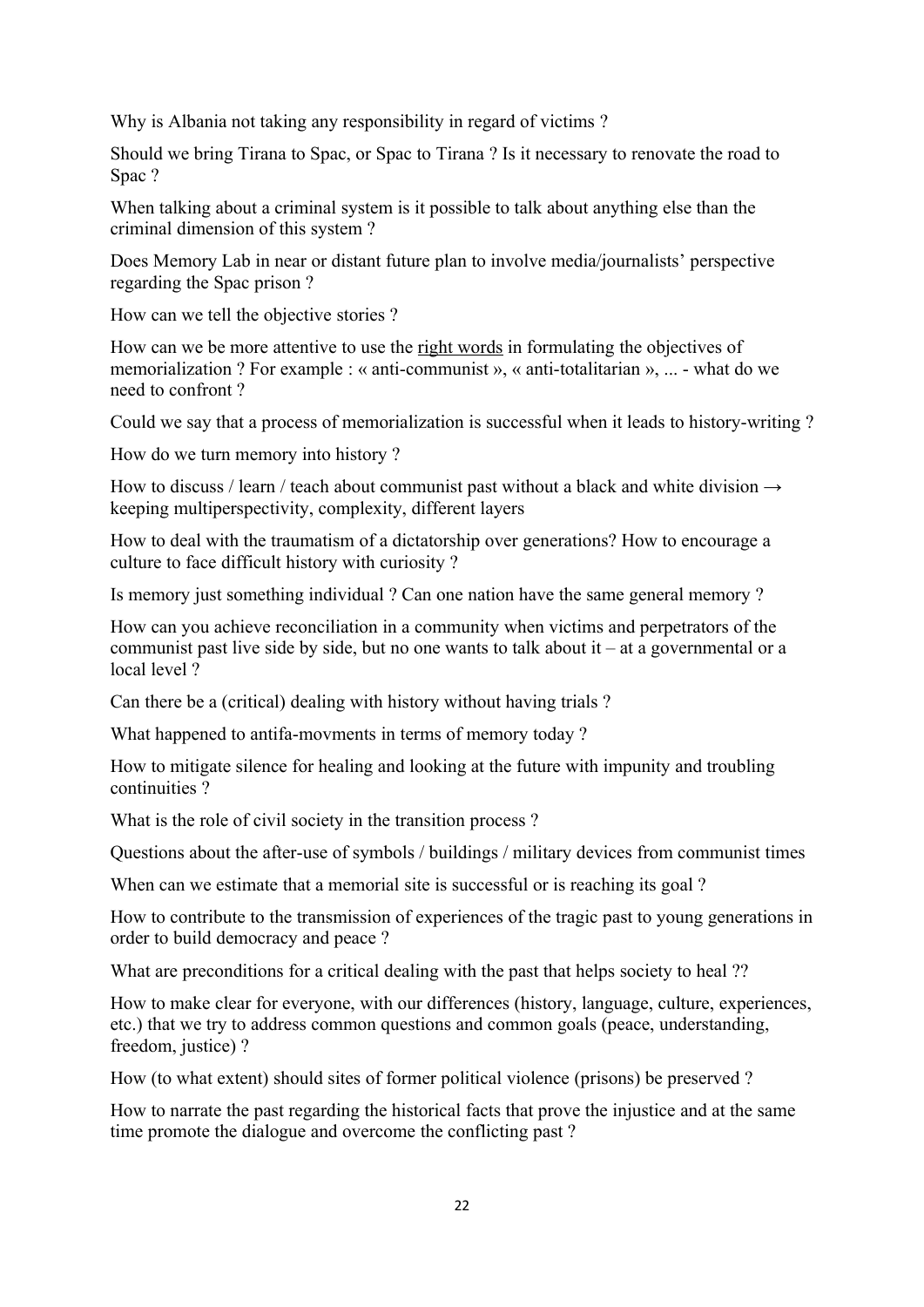Why is Albania not taking any responsibility in regard of victims ?

Should we bring Tirana to Spac, or Spac to Tirana ? Is it necessary to renovate the road to Spac ?

When talking about a criminal system is it possible to talk about anything else than the criminal dimension of this system ?

Does Memory Lab in near or distant future plan to involve media/journalists' perspective regarding the Spac prison ?

How can we tell the objective stories ?

How can we be more attentive to use the <u>right words</u> in formulating the objectives of memorialization ? For example : « anti-communist », « anti-totalitarian », ... - what do we need to confront ?

Could we say that a process of memorialization is successful when it leads to history-writing ?

How do we turn memory into history ?

How to discuss / learn / teach about communist past without a black and white division → keeping multiperspectivity, complexity, different layers

How to deal with the traumatism of a dictatorship over generations? How to encourage a culture to face difficult history with curiosity ?

Is memory just something individual ? Can one nation have the same general memory ?

How can you achieve reconciliation in a community when victims and perpetrators of the communist past live side by side, but no one wants to talk about it – at a governmental or a local level ?

Can there be a (critical) dealing with history without having trials ?

What happened to antifa-movments in terms of memory today ?

How to mitigate silence for healing and looking at the future with impunity and troubling continuities ?

What is the role of civil society in the transition process ?

Questions about the after-use of symbols / buildings / military devices from communist times

When can we estimate that a memorial site is successful or is reaching its goal ?

How to contribute to the transmission of experiences of the tragic past to young generations in order to build democracy and peace ?

What are preconditions for a critical dealing with the past that helps society to heal ??

How to make clear for everyone, with our differences (history, language, culture, experiences, etc.) that we try to address common questions and common goals (peace, understanding, freedom, justice) ?

How (to what extent) should sites of former political violence (prisons) be preserved ?

How to narrate the past regarding the historical facts that prove the injustice and at the same time promote the dialogue and overcome the conflicting past ?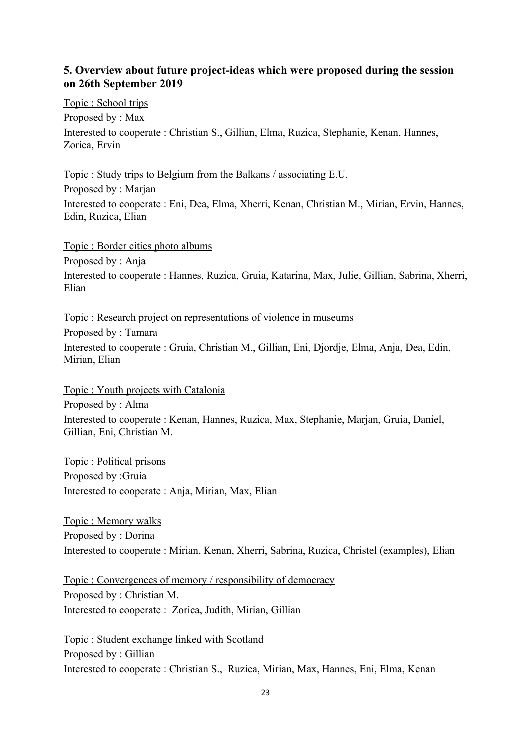## 5. Overview about future project-ideas which were proposed during the session on 26th September 2019

<u>Topic : School trips</u>
Proposed by : Max
Interested to cooperate : Christian S., Gillian, Elma, Ruzica, Stephanie, Kenan, Hannes, Zorica, Ervin

<u>Topic : Study trips to Belgium from the Balkans / associating E.U.</u>
Proposed by : Marjan
Interested to cooperate : Eni, Dea, Elma, Xherri, Kenan, Christian M., Mirian, Ervin, Hannes, Edin, Ruzica, Elian

<u>Topic : Border cities photo albums</u>
Proposed by : Anja
Interested to cooperate : Hannes, Ruzica, Gruia, Katarina, Max, Julie, Gillian, Sabrina, Xherri, Elian

<u>Topic : Research project on representations of violence in museums</u>
Proposed by : Tamara
Interested to cooperate : Gruia, Christian M., Gillian, Eni, Djordje, Elma, Anja, Dea, Edin, Mirian, Elian

<u>Topic : Youth projects with Catalonia</u>
Proposed by : Alma
Interested to cooperate : Kenan, Hannes, Ruzica, Max, Stephanie, Marjan, Gruia, Daniel, Gillian, Eni, Christian M.

<u>Topic : Political prisons</u>
Proposed by :Gruia
Interested to cooperate : Anja, Mirian, Max, Elian

<u>Topic : Memory walks</u>
Proposed by : Dorina
Interested to cooperate : Mirian, Kenan, Xherri, Sabrina, Ruzica, Christel (examples), Elian

<u>Topic : Convergences of memory / responsibility of democracy</u>
Proposed by : Christian M.
Interested to cooperate : Zorica, Judith, Mirian, Gillian

<u>Topic : Student exchange linked with Scotland</u>
Proposed by : Gillian
Interested to cooperate : Christian S., Ruzica, Mirian, Max, Hannes, Eni, Elma, Kenan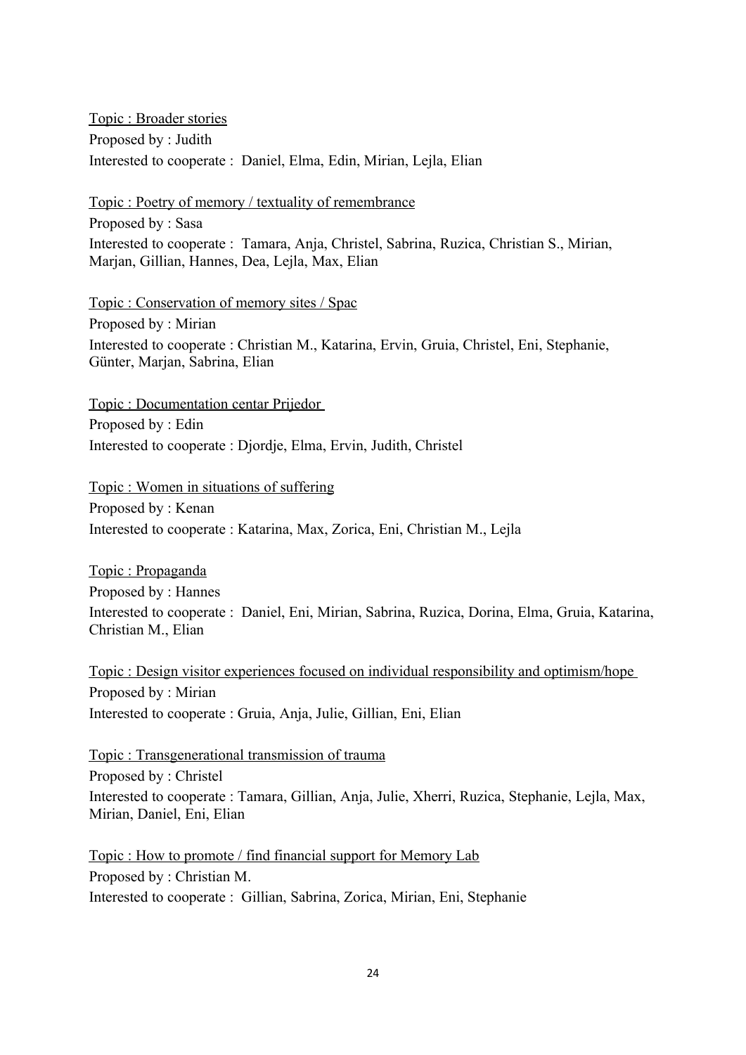Topic : Broader stories
Proposed by : Judith
Interested to cooperate : Daniel, Elma, Edin, Mirian, Lejla, Elian

Topic : Poetry of memory / textuality of remembrance
Proposed by : Sasa
Interested to cooperate : Tamara, Anja, Christel, Sabrina, Ruzica, Christian S., Mirian, Marjan, Gillian, Hannes, Dea, Lejla, Max, Elian

Topic : Conservation of memory sites / Spac
Proposed by : Mirian
Interested to cooperate : Christian M., Katarina, Ervin, Gruia, Christel, Eni, Stephanie, Günter, Marjan, Sabrina, Elian

Topic : Documentation centar Prijedor
Proposed by : Edin
Interested to cooperate : Djordje, Elma, Ervin, Judith, Christel

Topic : Women in situations of suffering
Proposed by : Kenan
Interested to cooperate : Katarina, Max, Zorica, Eni, Christian M., Lejla

Topic : Propaganda
Proposed by : Hannes
Interested to cooperate : Daniel, Eni, Mirian, Sabrina, Ruzica, Dorina, Elma, Gruia, Katarina, Christian M., Elian

Topic : Design visitor experiences focused on individual responsibility and optimism/hope
Proposed by : Mirian
Interested to cooperate : Gruia, Anja, Julie, Gillian, Eni, Elian

Topic : Transgenerational transmission of trauma
Proposed by : Christel
Interested to cooperate : Tamara, Gillian, Anja, Julie, Xherri, Ruzica, Stephanie, Lejla, Max, Mirian, Daniel, Eni, Elian

Topic : How to promote / find financial support for Memory Lab
Proposed by : Christian M.
Interested to cooperate : Gillian, Sabrina, Zorica, Mirian, Eni, Stephanie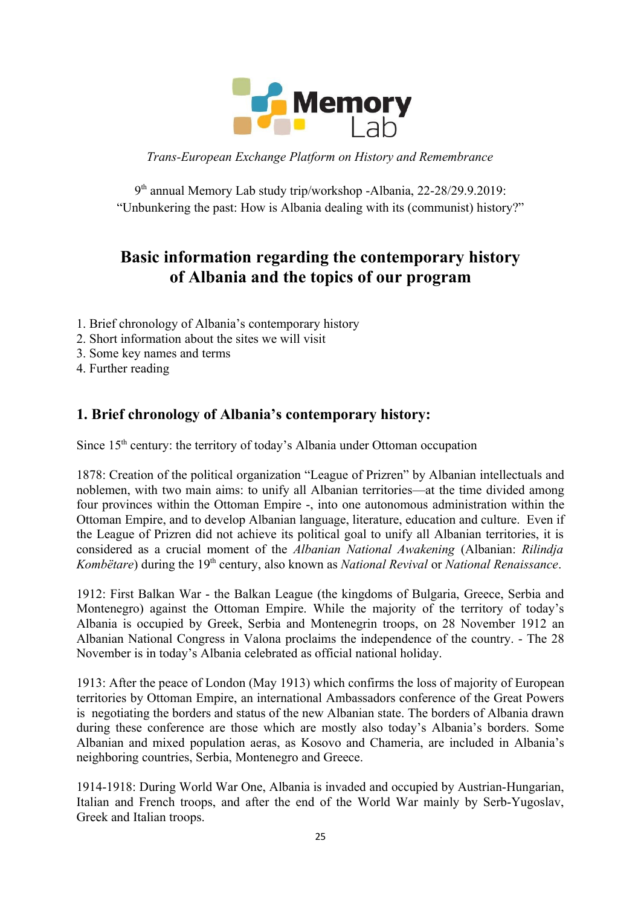Memory Lab

*Trans-European Exchange Platform on History and Remembrance*

9th annual Memory Lab study trip/workshop -Albania, 22-28/29.9.2019:
"Unbunkering the past: How is Albania dealing with its (communist) history?"

# Basic information regarding the contemporary history of Albania and the topics of our program

1. Brief chronology of Albania's contemporary history
2. Short information about the sites we will visit
3. Some key names and terms
4. Further reading

## 1. Brief chronology of Albania's contemporary history:

Since 15th century: the territory of today's Albania under Ottoman occupation

1878: Creation of the political organization "League of Prizren" by Albanian intellectuals and noblemen, with two main aims: to unify all Albanian territories—at the time divided among four provinces within the Ottoman Empire -, into one autonomous administration within the Ottoman Empire, and to develop Albanian language, literature, education and culture. Even if the League of Prizren did not achieve its political goal to unify all Albanian territories, it is considered as a crucial moment of the *Albanian National Awakening* (Albanian: *Rilindja Kombëtare*) during the 19th century, also known as *National Revival* or *National Renaissance*.

1912: First Balkan War - the Balkan League (the kingdoms of Bulgaria, Greece, Serbia and Montenegro) against the Ottoman Empire. While the majority of the territory of today's Albania is occupied by Greek, Serbia and Montenegrin troops, on 28 November 1912 an Albanian National Congress in Valona proclaims the independence of the country. - The 28 November is in today's Albania celebrated as official national holiday.

1913: After the peace of London (May 1913) which confirms the loss of majority of European territories by Ottoman Empire, an international Ambassadors conference of the Great Powers is negotiating the borders and status of the new Albanian state. The borders of Albania drawn during these conference are those which are mostly also today's Albania's borders. Some Albanian and mixed population aeras, as Kosovo and Chameria, are included in Albania's neighboring countries, Serbia, Montenegro and Greece.

1914-1918: During World War One, Albania is invaded and occupied by Austrian-Hungarian, Italian and French troops, and after the end of the World War mainly by Serb-Yugoslav, Greek and Italian troops.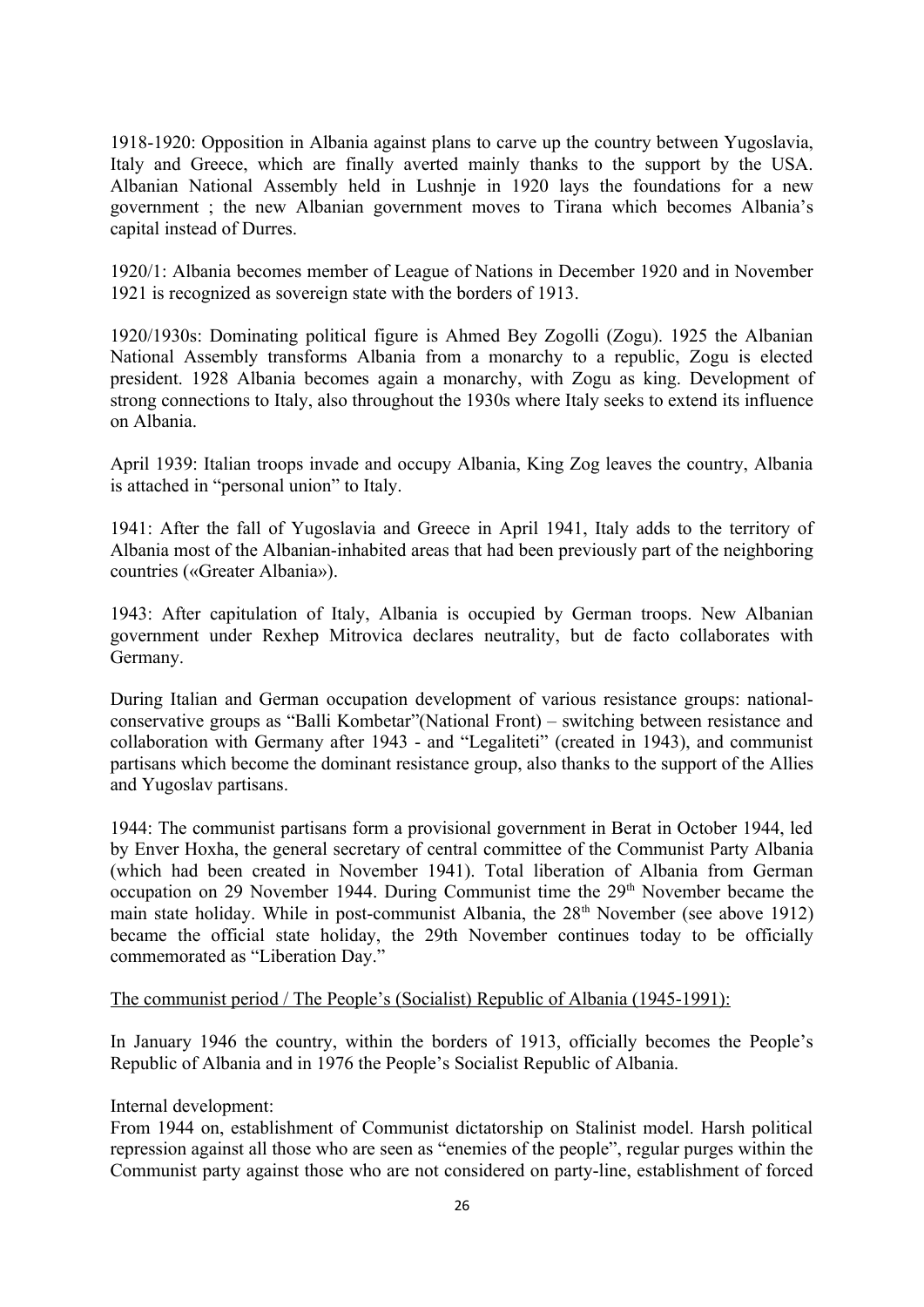1918-1920: Opposition in Albania against plans to carve up the country between Yugoslavia, Italy and Greece, which are finally averted mainly thanks to the support by the USA. Albanian National Assembly held in Lushnje in 1920 lays the foundations for a new government ; the new Albanian government moves to Tirana which becomes Albania's capital instead of Durres.

1920/1: Albania becomes member of League of Nations in December 1920 and in November 1921 is recognized as sovereign state with the borders of 1913.

1920/1930s: Dominating political figure is Ahmed Bey Zogolli (Zogu). 1925 the Albanian National Assembly transforms Albania from a monarchy to a republic, Zogu is elected president. 1928 Albania becomes again a monarchy, with Zogu as king. Development of strong connections to Italy, also throughout the 1930s where Italy seeks to extend its influence on Albania.

April 1939: Italian troops invade and occupy Albania, King Zog leaves the country, Albania is attached in "personal union" to Italy.

1941: After the fall of Yugoslavia and Greece in April 1941, Italy adds to the territory of Albania most of the Albanian-inhabited areas that had been previously part of the neighboring countries («Greater Albania»).

1943: After capitulation of Italy, Albania is occupied by German troops. New Albanian government under Rexhep Mitrovica declares neutrality, but de facto collaborates with Germany.

During Italian and German occupation development of various resistance groups: national-conservative groups as "Balli Kombetar"(National Front) – switching between resistance and collaboration with Germany after 1943 - and "Legaliteti" (created in 1943), and communist partisans which become the dominant resistance group, also thanks to the support of the Allies and Yugoslav partisans.

1944: The communist partisans form a provisional government in Berat in October 1944, led by Enver Hoxha, the general secretary of central committee of the Communist Party Albania (which had been created in November 1941). Total liberation of Albania from German occupation on 29 November 1944. During Communist time the 29th November became the main state holiday. While in post-communist Albania, the 28th November (see above 1912) became the official state holiday, the 29th November continues today to be officially commemorated as "Liberation Day."

The communist period / The People's (Socialist) Republic of Albania (1945-1991):

In January 1946 the country, within the borders of 1913, officially becomes the People's Republic of Albania and in 1976 the People's Socialist Republic of Albania.

Internal development:
From 1944 on, establishment of Communist dictatorship on Stalinist model. Harsh political repression against all those who are seen as "enemies of the people", regular purges within the Communist party against those who are not considered on party-line, establishment of forced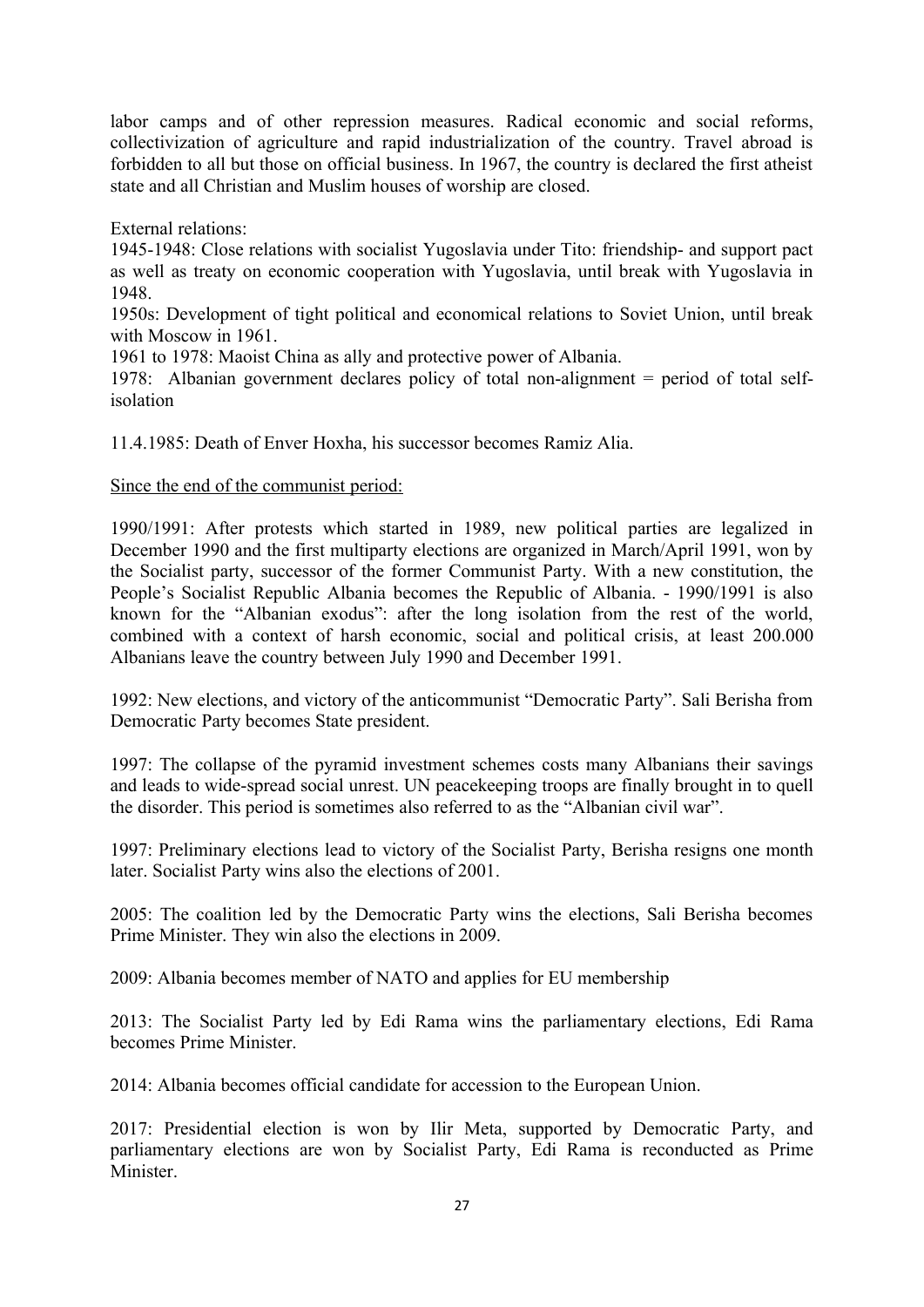labor camps and of other repression measures. Radical economic and social reforms, collectivization of agriculture and rapid industrialization of the country. Travel abroad is forbidden to all but those on official business. In 1967, the country is declared the first atheist state and all Christian and Muslim houses of worship are closed.

External relations:
1945-1948: Close relations with socialist Yugoslavia under Tito: friendship- and support pact as well as treaty on economic cooperation with Yugoslavia, until break with Yugoslavia in 1948.
1950s: Development of tight political and economical relations to Soviet Union, until break with Moscow in 1961.
1961 to 1978: Maoist China as ally and protective power of Albania.
1978: Albanian government declares policy of total non-alignment = period of total self-isolation

11.4.1985: Death of Enver Hoxha, his successor becomes Ramiz Alia.

<u>Since the end of the communist period:</u>

1990/1991: After protests which started in 1989, new political parties are legalized in December 1990 and the first multiparty elections are organized in March/April 1991, won by the Socialist party, successor of the former Communist Party. With a new constitution, the People's Socialist Republic Albania becomes the Republic of Albania. - 1990/1991 is also known for the "Albanian exodus": after the long isolation from the rest of the world, combined with a context of harsh economic, social and political crisis, at least 200.000 Albanians leave the country between July 1990 and December 1991.

1992: New elections, and victory of the anticommunist "Democratic Party". Sali Berisha from Democratic Party becomes State president.

1997: The collapse of the pyramid investment schemes costs many Albanians their savings and leads to wide-spread social unrest. UN peacekeeping troops are finally brought in to quell the disorder. This period is sometimes also referred to as the "Albanian civil war".

1997: Preliminary elections lead to victory of the Socialist Party, Berisha resigns one month later. Socialist Party wins also the elections of 2001.

2005: The coalition led by the Democratic Party wins the elections, Sali Berisha becomes Prime Minister. They win also the elections in 2009.

2009: Albania becomes member of NATO and applies for EU membership

2013: The Socialist Party led by Edi Rama wins the parliamentary elections, Edi Rama becomes Prime Minister.

2014: Albania becomes official candidate for accession to the European Union.

2017: Presidential election is won by Ilir Meta, supported by Democratic Party, and parliamentary elections are won by Socialist Party, Edi Rama is reconducted as Prime Minister.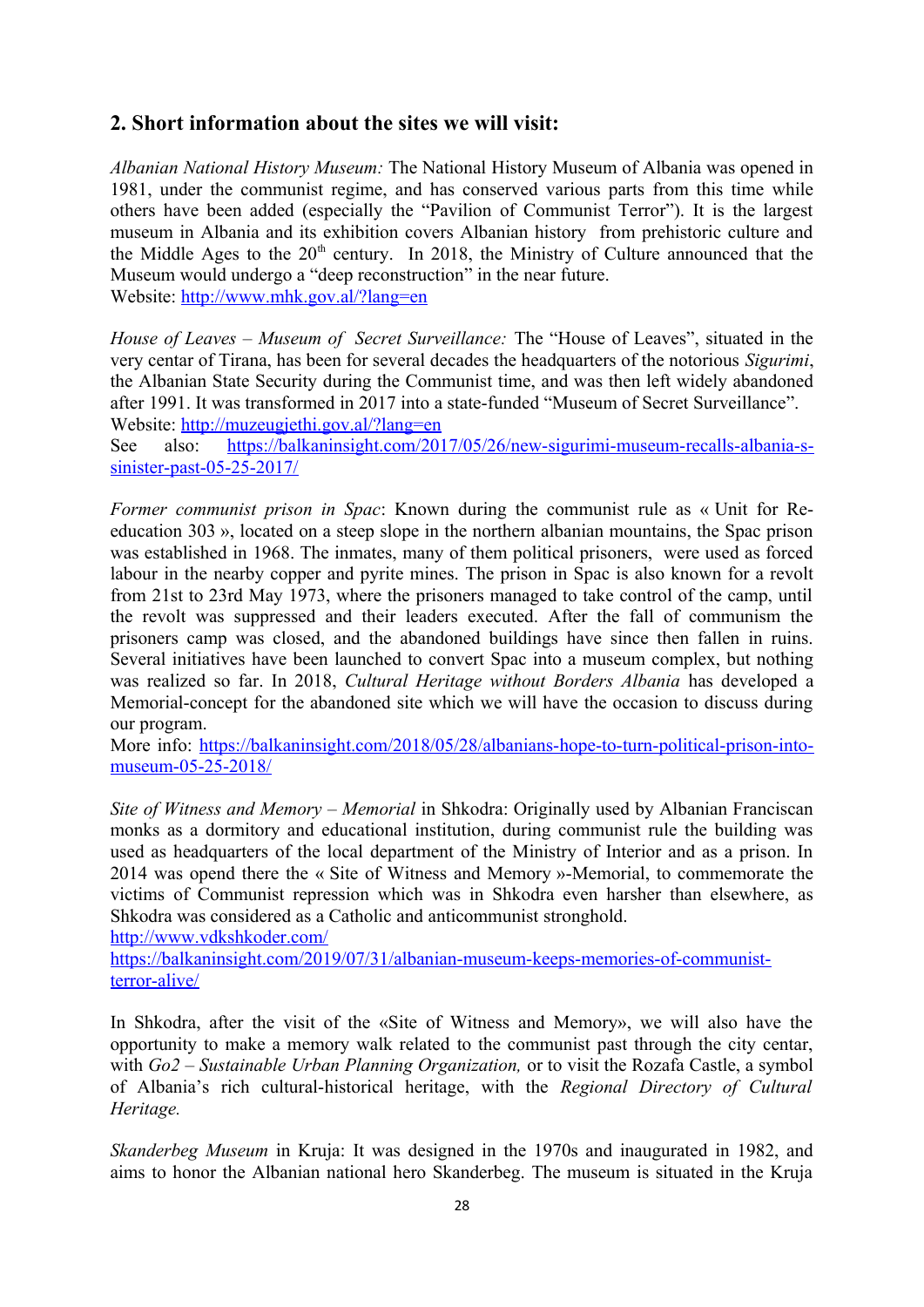## 2. Short information about the sites we will visit:

*Albanian National History Museum:* The National History Museum of Albania was opened in 1981, under the communist regime, and has conserved various parts from this time while others have been added (especially the "Pavilion of Communist Terror"). It is the largest museum in Albania and its exhibition covers Albanian history from prehistoric culture and the Middle Ages to the 20th century. In 2018, the Ministry of Culture announced that the Museum would undergo a "deep reconstruction" in the near future.
Website: http://www.mhk.gov.al/?lang=en

*House of Leaves – Museum of Secret Surveillance:* The "House of Leaves", situated in the very centar of Tirana, has been for several decades the headquarters of the notorious *Sigurimi*, the Albanian State Security during the Communist time, and was then left widely abandoned after 1991. It was transformed in 2017 into a state-funded "Museum of Secret Surveillance".
Website: http://muzeugjethi.gov.al/?lang=en
See also: https://balkaninsight.com/2017/05/26/new-sigurimi-museum-recalls-albania-s-sinister-past-05-25-2017/

*Former communist prison in Spac*: Known during the communist rule as « Unit for Re-education 303 », located on a steep slope in the northern albanian mountains, the Spac prison was established in 1968. The inmates, many of them political prisoners, were used as forced labour in the nearby copper and pyrite mines. The prison in Spac is also known for a revolt from 21st to 23rd May 1973, where the prisoners managed to take control of the camp, until the revolt was suppressed and their leaders executed. After the fall of communism the prisoners camp was closed, and the abandoned buildings have since then fallen in ruins. Several initiatives have been launched to convert Spac into a museum complex, but nothing was realized so far. In 2018, *Cultural Heritage without Borders Albania* has developed a Memorial-concept for the abandoned site which we will have the occasion to discuss during our program.
More info: https://balkaninsight.com/2018/05/28/albanians-hope-to-turn-political-prison-into-museum-05-25-2018/

*Site of Witness and Memory – Memorial* in Shkodra: Originally used by Albanian Franciscan monks as a dormitory and educational institution, during communist rule the building was used as headquarters of the local department of the Ministry of Interior and as a prison. In 2014 was opend there the « Site of Witness and Memory »-Memorial, to commemorate the victims of Communist repression which was in Shkodra even harsher than elsewhere, as Shkodra was considered as a Catholic and anticommunist stronghold.
http://www.vdkshkoder.com/
https://balkaninsight.com/2019/07/31/albanian-museum-keeps-memories-of-communist-terror-alive/

In Shkodra, after the visit of the «Site of Witness and Memory», we will also have the opportunity to make a memory walk related to the communist past through the city centar, with *Go2 – Sustainable Urban Planning Organization,* or to visit the Rozafa Castle, a symbol of Albania's rich cultural-historical heritage, with the *Regional Directory of Cultural Heritage.*

*Skanderbeg Museum* in Kruja: It was designed in the 1970s and inaugurated in 1982, and aims to honor the Albanian national hero Skanderbeg. The museum is situated in the Kruja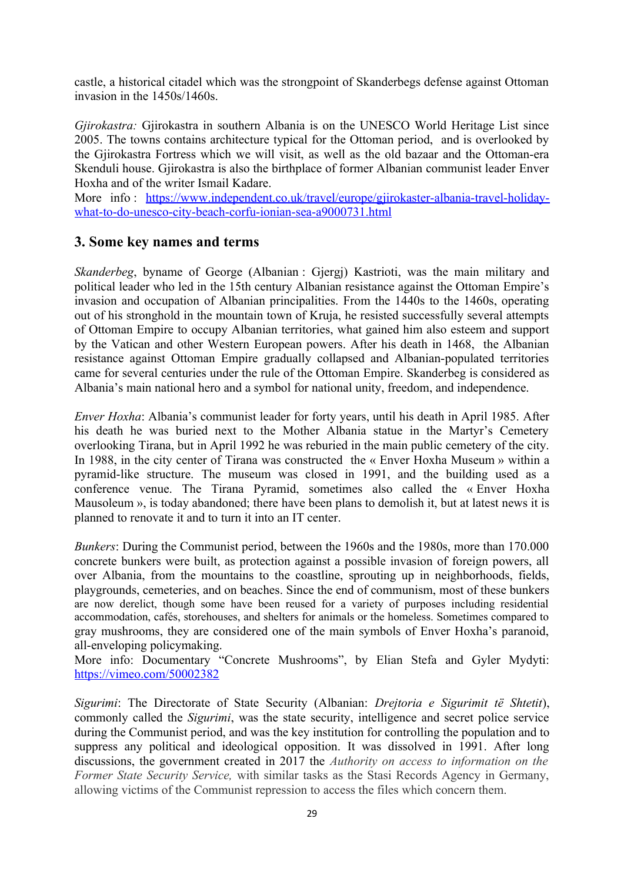castle, a historical citadel which was the strongpoint of Skanderbegs defense against Ottoman invasion in the 1450s/1460s.

*Gjirokastra:* Gjirokastra in southern Albania is on the UNESCO World Heritage List since 2005. The towns contains architecture typical for the Ottoman period, and is overlooked by the Gjirokastra Fortress which we will visit, as well as the old bazaar and the Ottoman-era Skenduli house. Gjirokastra is also the birthplace of former Albanian communist leader Enver Hoxha and of the writer Ismail Kadare.
More info : [https://www.independent.co.uk/travel/europe/gjirokaster-albania-travel-holiday-what-to-do-unesco-city-beach-corfu-ionian-sea-a9000731.html](https://www.independent.co.uk/travel/europe/gjirokaster-albania-travel-holiday-what-to-do-unesco-city-beach-corfu-ionian-sea-a9000731.html)

## 3. Some key names and terms

*Skanderbeg*, byname of George (Albanian : Gjergj) Kastrioti, was the main military and political leader who led in the 15th century Albanian resistance against the Ottoman Empire's invasion and occupation of Albanian principalities. From the 1440s to the 1460s, operating out of his stronghold in the mountain town of Kruja, he resisted successfully several attempts of Ottoman Empire to occupy Albanian territories, what gained him also esteem and support by the Vatican and other Western European powers. After his death in 1468, the Albanian resistance against Ottoman Empire gradually collapsed and Albanian-populated territories came for several centuries under the rule of the Ottoman Empire. Skanderbeg is considered as Albania's main national hero and a symbol for national unity, freedom, and independence.

*Enver Hoxha*: Albania's communist leader for forty years, until his death in April 1985. After his death he was buried next to the Mother Albania statue in the Martyr's Cemetery overlooking Tirana, but in April 1992 he was reburied in the main public cemetery of the city. In 1988, in the city center of Tirana was constructed the « Enver Hoxha Museum » within a pyramid-like structure. The museum was closed in 1991, and the building used as a conference venue. The Tirana Pyramid, sometimes also called the « Enver Hoxha Mausoleum », is today abandoned; there have been plans to demolish it, but at latest news it is planned to renovate it and to turn it into an IT center.

*Bunkers*: During the Communist period, between the 1960s and the 1980s, more than 170.000 concrete bunkers were built, as protection against a possible invasion of foreign powers, all over Albania, from the mountains to the coastline, sprouting up in neighborhoods, fields, playgrounds, cemeteries, and on beaches. Since the end of communism, most of these bunkers are now derelict, though some have been reused for a variety of purposes including residential accommodation, cafés, storehouses, and shelters for animals or the homeless. Sometimes compared to gray mushrooms, they are considered one of the main symbols of Enver Hoxha's paranoid, all-enveloping policymaking.
More info: Documentary "Concrete Mushrooms", by Elian Stefa and Gyler Mydyti: [https://vimeo.com/50002382](https://vimeo.com/50002382)

*Sigurimi*: The Directorate of State Security (Albanian: *Drejtoria e Sigurimit të Shtetit*), commonly called the *Sigurimi*, was the state security, intelligence and secret police service during the Communist period, and was the key institution for controlling the population and to suppress any political and ideological opposition. It was dissolved in 1991. After long discussions, the government created in 2017 the *Authority on access to information on the Former State Security Service,* with similar tasks as the Stasi Records Agency in Germany, allowing victims of the Communist repression to access the files which concern them.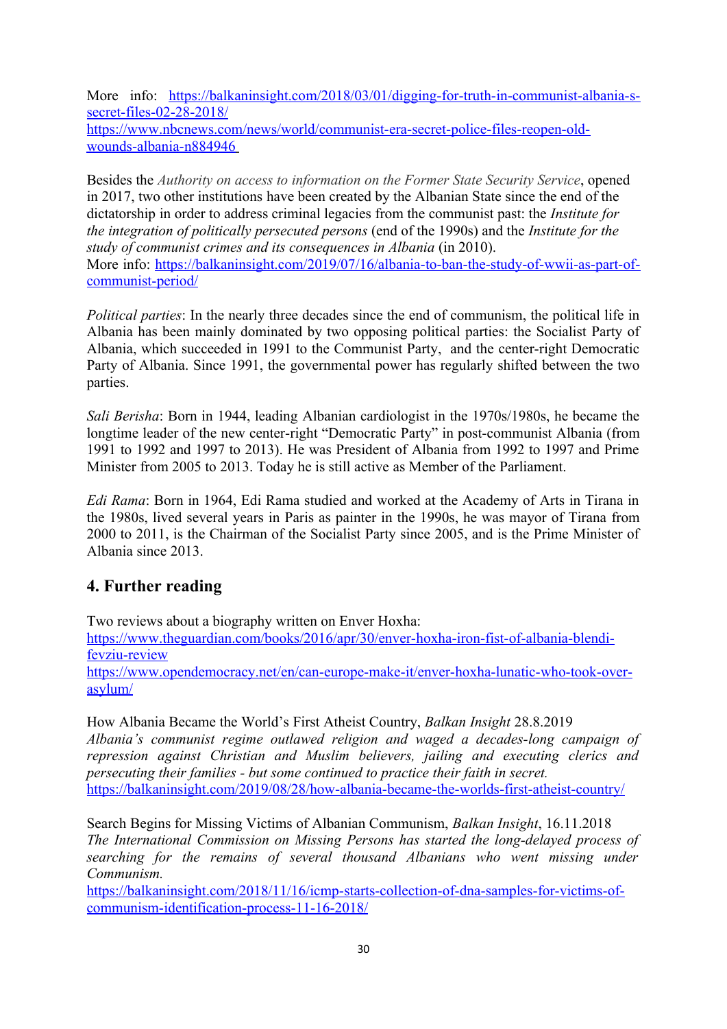More info: [https://balkaninsight.com/2018/03/01/digging-for-truth-in-communist-albania-s-secret-files-02-28-2018/](https://balkaninsight.com/2018/03/01/digging-for-truth-in-communist-albania-s-secret-files-02-28-2018/)
[https://www.nbcnews.com/news/world/communist-era-secret-police-files-reopen-old-wounds-albania-n884946](https://www.nbcnews.com/news/world/communist-era-secret-police-files-reopen-old-wounds-albania-n884946)

Besides the *Authority on access to information on the Former State Security Service*, opened in 2017, two other institutions have been created by the Albanian State since the end of the dictatorship in order to address criminal legacies from the communist past: the *Institute for the integration of politically persecuted persons* (end of the 1990s) and the *Institute for the study of communist crimes and its consequences in Albania* (in 2010).
More info: [https://balkaninsight.com/2019/07/16/albania-to-ban-the-study-of-wwii-as-part-of-communist-period/](https://balkaninsight.com/2019/07/16/albania-to-ban-the-study-of-wwii-as-part-of-communist-period/)

*Political parties*: In the nearly three decades since the end of communism, the political life in Albania has been mainly dominated by two opposing political parties: the Socialist Party of Albania, which succeeded in 1991 to the Communist Party, and the center-right Democratic Party of Albania. Since 1991, the governmental power has regularly shifted between the two parties.

*Sali Berisha*: Born in 1944, leading Albanian cardiologist in the 1970s/1980s, he became the longtime leader of the new center-right "Democratic Party" in post-communist Albania (from 1991 to 1992 and 1997 to 2013). He was President of Albania from 1992 to 1997 and Prime Minister from 2005 to 2013. Today he is still active as Member of the Parliament.

*Edi Rama*: Born in 1964, Edi Rama studied and worked at the Academy of Arts in Tirana in the 1980s, lived several years in Paris as painter in the 1990s, he was mayor of Tirana from 2000 to 2011, is the Chairman of the Socialist Party since 2005, and is the Prime Minister of Albania since 2013.

## 4. Further reading

Two reviews about a biography written on Enver Hoxha:
[https://www.theguardian.com/books/2016/apr/30/enver-hoxha-iron-fist-of-albania-blendi-fevziu-review](https://www.theguardian.com/books/2016/apr/30/enver-hoxha-iron-fist-of-albania-blendi-fevziu-review)
[https://www.opendemocracy.net/en/can-europe-make-it/enver-hoxha-lunatic-who-took-over-asylum/](https://www.opendemocracy.net/en/can-europe-make-it/enver-hoxha-lunatic-who-took-over-asylum/)

How Albania Became the World's First Atheist Country, *Balkan Insight* 28.8.2019
*Albania's communist regime outlawed religion and waged a decades-long campaign of repression against Christian and Muslim believers, jailing and executing clerics and persecuting their families - but some continued to practice their faith in secret.*
[https://balkaninsight.com/2019/08/28/how-albania-became-the-worlds-first-atheist-country/](https://balkaninsight.com/2019/08/28/how-albania-became-the-worlds-first-atheist-country/)

Search Begins for Missing Victims of Albanian Communism, *Balkan Insight*, 16.11.2018
*The International Commission on Missing Persons has started the long-delayed process of searching for the remains of several thousand Albanians who went missing under Communism.*
[https://balkaninsight.com/2018/11/16/icmp-starts-collection-of-dna-samples-for-victims-of-communism-identification-process-11-16-2018/](https://balkaninsight.com/2018/11/16/icmp-starts-collection-of-dna-samples-for-victims-of-communism-identification-process-11-16-2018/)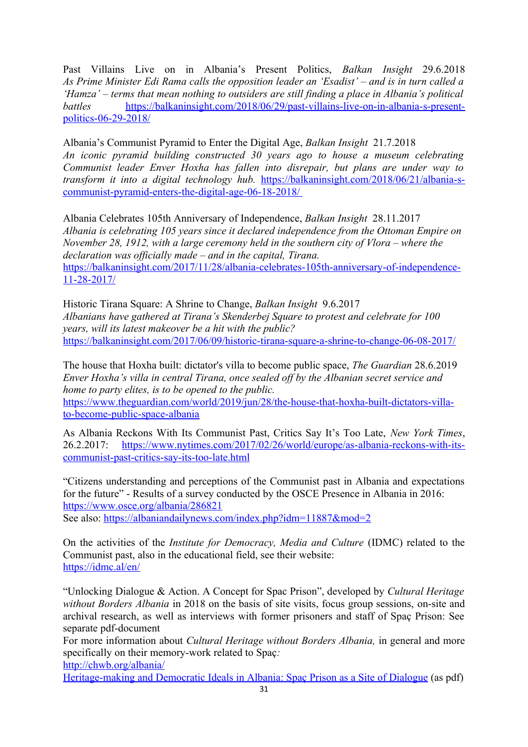Past Villains Live on in Albania's Present Politics, *Balkan Insight* 29.6.2018
*As Prime Minister Edi Rama calls the opposition leader an 'Esadist' – and is in turn called a 'Hamza' – terms that mean nothing to outsiders are still finding a place in Albania's political battles* https://balkaninsight.com/2018/06/29/past-villains-live-on-in-albania-s-present-politics-06-29-2018/

Albania's Communist Pyramid to Enter the Digital Age, *Balkan Insight* 21.7.2018
*An iconic pyramid building constructed 30 years ago to house a museum celebrating Communist leader Enver Hoxha has fallen into disrepair, but plans are under way to transform it into a digital technology hub.* https://balkaninsight.com/2018/06/21/albania-s-communist-pyramid-enters-the-digital-age-06-18-2018/

Albania Celebrates 105th Anniversary of Independence, *Balkan Insight* 28.11.2017
*Albania is celebrating 105 years since it declared independence from the Ottoman Empire on November 28, 1912, with a large ceremony held in the southern city of Vlora – where the declaration was officially made – and in the capital, Tirana.*
https://balkaninsight.com/2017/11/28/albania-celebrates-105th-anniversary-of-independence-11-28-2017/

Historic Tirana Square: A Shrine to Change, *Balkan Insight* 9.6.2017
*Albanians have gathered at Tirana's Skenderbej Square to protest and celebrate for 100 years, will its latest makeover be a hit with the public?*
https://balkaninsight.com/2017/06/09/historic-tirana-square-a-shrine-to-change-06-08-2017/

The house that Hoxha built: dictator's villa to become public space, *The Guardian* 28.6.2019
*Enver Hoxha's villa in central Tirana, once sealed off by the Albanian secret service and home to party elites, is to be opened to the public.*
https://www.theguardian.com/world/2019/jun/28/the-house-that-hoxha-built-dictators-villa-to-become-public-space-albania

As Albania Reckons With Its Communist Past, Critics Say It's Too Late, *New York Times*, 26.2.2017: https://www.nytimes.com/2017/02/26/world/europe/as-albania-reckons-with-its-communist-past-critics-say-its-too-late.html

"Citizens understanding and perceptions of the Communist past in Albania and expectations for the future" - Results of a survey conducted by the OSCE Presence in Albania in 2016: https://www.osce.org/albania/286821
See also: https://albaniandailynews.com/index.php?idm=11887&mod=2

On the activities of the *Institute for Democracy, Media and Culture* (IDMC) related to the Communist past, also in the educational field, see their website: https://idmc.al/en/

"Unlocking Dialogue & Action. A Concept for Spac Prison", developed by *Cultural Heritage without Borders Albania* in 2018 on the basis of site visits, focus group sessions, on-site and archival research, as well as interviews with former prisoners and staff of Spaç Prison: See separate pdf-document
For more information about *Cultural Heritage without Borders Albania,* in general and more specifically on their memory-work related to Spaç*:*
http://chwb.org/albania/
Heritage-making and Democratic Ideals in Albania: Spaç Prison as a Site of Dialogue (as pdf)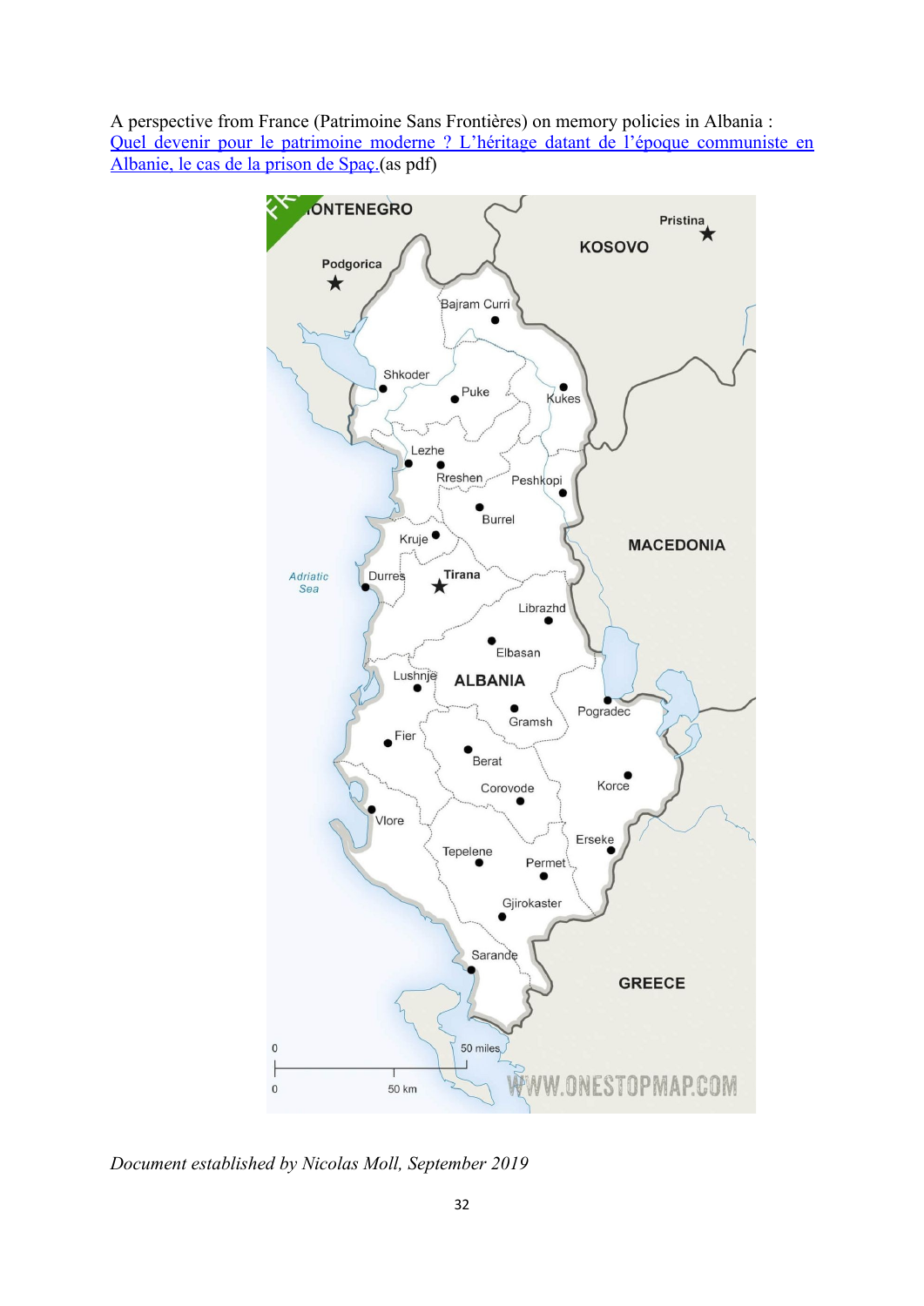A perspective from France (Patrimoine Sans Frontières) on memory policies in Albania : [Quel devenir pour le patrimoine moderne ? L'héritage datant de l'époque communiste en Albanie, le cas de la prison de Spaç.](#)(as pdf)

MONTENEGRO
Podgorica
KOSOVO
Pristina
Bajram Curri
Shkoder
Puke
Kukes
Lezhe
Rreshen
Peshkopi
Burrel
Kruje
MACEDONIA
Adriatic Sea
Durres
Tirana
Librazhd
Elbasan
Lushnje
ALBANIA
Gramsh
Pogradec
Fier
Berat
Corovode
Korce
Vlore
Erseke
Tepelene
Permet
Gjirokaster
Sarande
GREECE
0
50 miles
0
50 km
WWW.ONESTOPMAP.COM

*Document established by Nicolas Moll, September 2019*